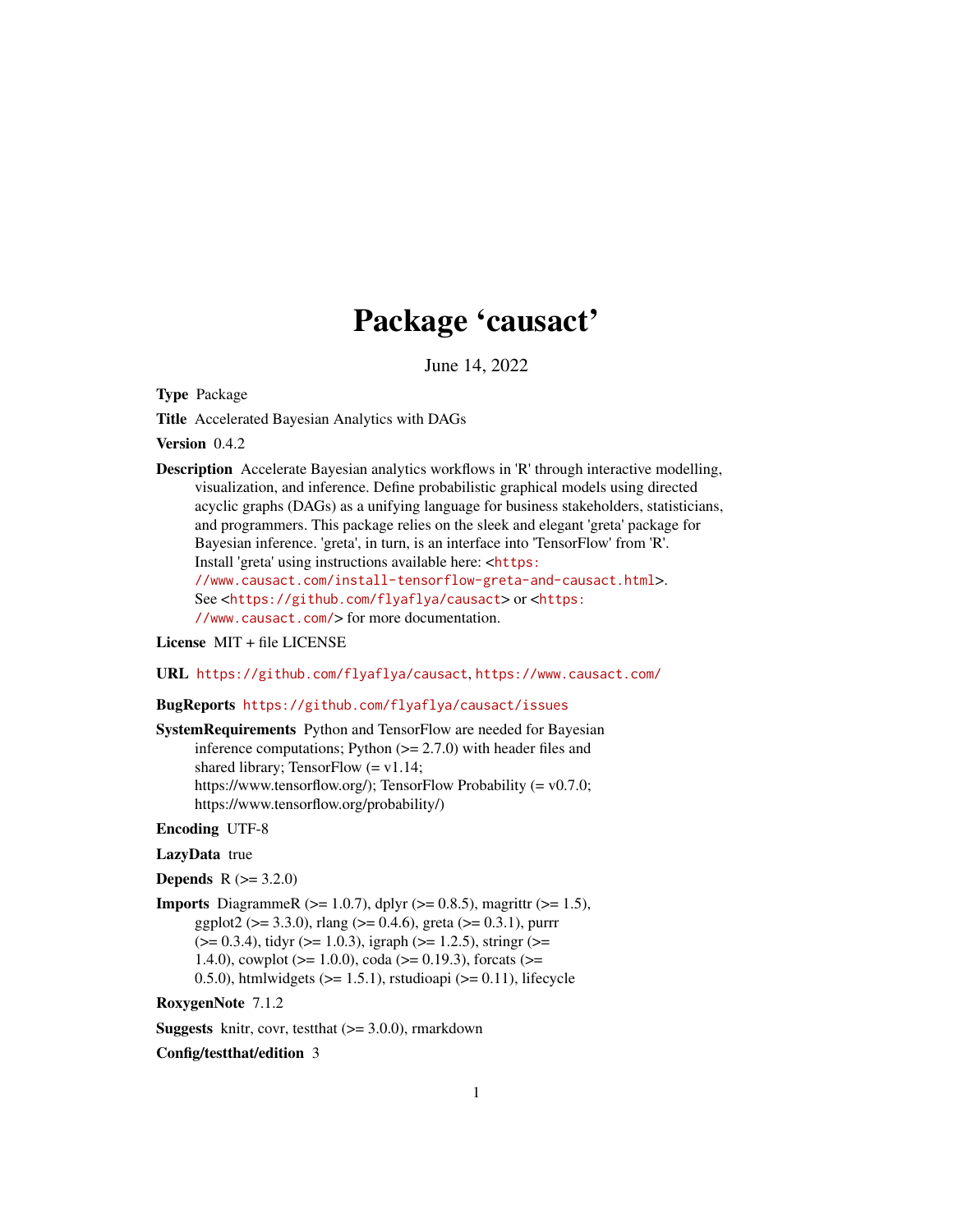# Package 'causact'

June 14, 2022

**Type** Package

**Title** Accelerated Bayesian Analytics with DAGs

**Version** 0.4.2

**Description** Accelerate Bayesian analytics workflows in 'R' through interactive modelling, visualization, and inference. Define probabilistic graphical models using directed acyclic graphs (DAGs) as a unifying language for business stakeholders, statisticians, and programmers. This package relies on the sleek and elegant 'greta' package for Bayesian inference. 'greta', in turn, is an interface into 'TensorFlow' from 'R'. Install 'greta' using instructions available here: <https://www.causact.com/install-tensorflow-greta-and-causact.html>. See <https://github.com/flyaflya/causact> or <https://www.causact.com/> for more documentation.

**License** MIT + file LICENSE

**URL** https://github.com/flyaflya/causact, https://www.causact.com/

**BugReports** https://github.com/flyaflya/causact/issues

**SystemRequirements** Python and TensorFlow are needed for Bayesian inference computations; Python (>= 2.7.0) with header files and shared library; TensorFlow (= v1.14; https://www.tensorflow.org/); TensorFlow Probability (= v0.7.0; https://www.tensorflow.org/probability/)

**Encoding** UTF-8

**LazyData** true

**Depends** R (>= 3.2.0)

**Imports** DiagrammeR (>= 1.0.7), dplyr (>= 0.8.5), magrittr (>= 1.5), ggplot2 (>= 3.3.0), rlang (>= 0.4.6), greta (>= 0.3.1), purrr (>= 0.3.4), tidyr (>= 1.0.3), igraph (>= 1.2.5), stringr (>= 1.4.0), cowplot (>= 1.0.0), coda (>= 0.19.3), forcats (>= 0.5.0), htmlwidgets (>= 1.5.1), rstudioapi (>= 0.11), lifecycle

**RoxygenNote** 7.1.2

**Suggests** knitr, covr, testthat (>= 3.0.0), rmarkdown

**Config/testthat/edition** 3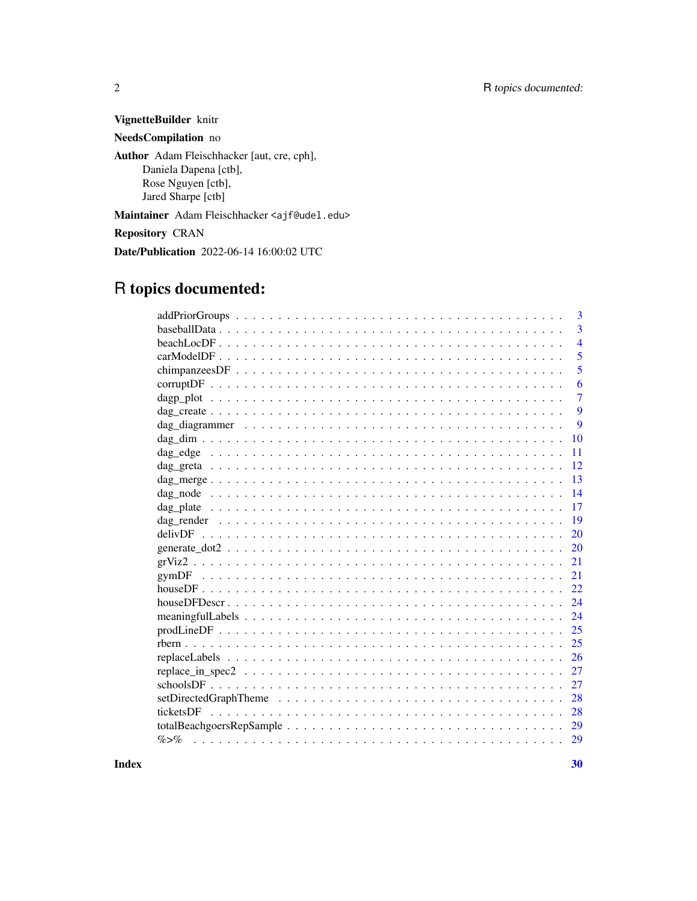**VignetteBuilder** knitr

**NeedsCompilation** no

**Author** Adam Fleischhacker [aut, cre, cph],
Daniela Dapena [ctb],
Rose Nguyen [ctb],
Jared Sharpe [ctb]

**Maintainer** Adam Fleischhacker <ajf@udel.edu>

**Repository** CRAN

**Date/Publication** 2022-06-14 16:00:02 UTC

# R topics documented:

| | |
|---|---|
| addPriorGroups | 3 |
| baseballData | 3 |
| beachLocDF | 4 |
| carModelDF | 5 |
| chimpanzeesDF | 5 |
| corruptDF | 6 |
| dagp_plot | 7 |
| dag_create | 9 |
| dag_diagrammer | 9 |
| dag_dim | 10 |
| dag_edge | 11 |
| dag_greta | 12 |
| dag_merge | 13 |
| dag_node | 14 |
| dag_plate | 17 |
| dag_render | 19 |
| delivDF | 20 |
| generate_dot2 | 20 |
| grViz2 | 21 |
| gymDF | 21 |
| houseDF | 22 |
| houseDFDescr | 24 |
| meaningfulLabels | 24 |
| prodLineDF | 25 |
| rbern | 25 |
| replaceLabels | 26 |
| replace_in_spec2 | 27 |
| schoolsDF | 27 |
| setDirectedGraphTheme | 28 |
| ticketsDF | 28 |
| totalBeachgoersRepSample | 29 |
| %>% | 29 |

**Index** **30**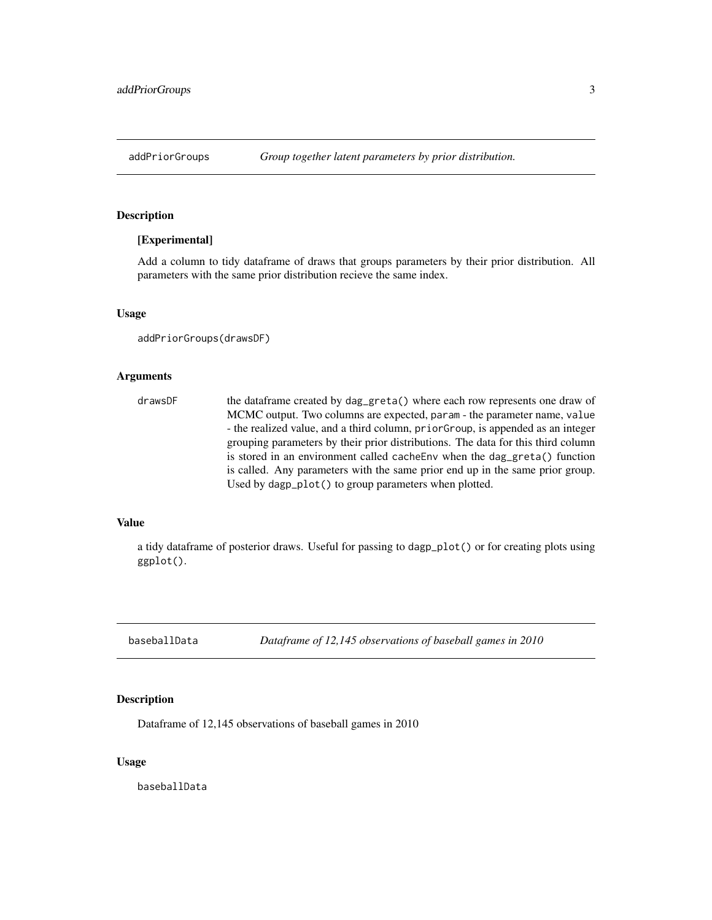## addPriorGroups *Group together latent parameters by prior distribution.*

### Description

**[Experimental]**

Add a column to tidy dataframe of draws that groups parameters by their prior distribution. All parameters with the same prior distribution recieve the same index.

### Usage

```
addPriorGroups(drawsDF)
```

### Arguments

| | |
|---|---|
| drawsDF | the dataframe created by `dag_greta()` where each row represents one draw of MCMC output. Two columns are expected, `param` - the parameter name, `value` - the realized value, and a third column, `priorGroup`, is appended as an integer grouping parameters by their prior distributions. The data for this third column is stored in an environment called `cacheEnv` when the `dag_greta()` function is called. Any parameters with the same prior end up in the same prior group. Used by `dagp_plot()` to group parameters when plotted. |

### Value

a tidy dataframe of posterior draws. Useful for passing to `dagp_plot()` or for creating plots using `ggplot()`.

## baseballData *Dataframe of 12,145 observations of baseball games in 2010*

### Description

Dataframe of 12,145 observations of baseball games in 2010

### Usage

```
baseballData
```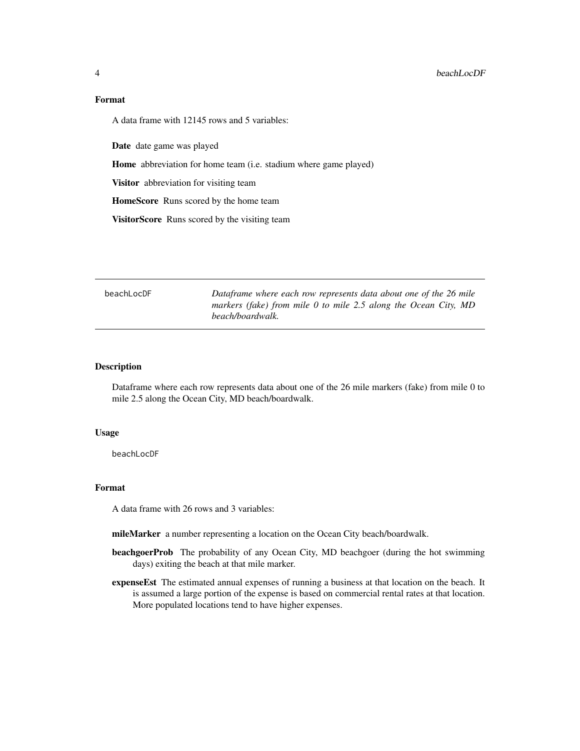## Format

A data frame with 12145 rows and 5 variables:

**Date** date game was played

**Home** abbreviation for home team (i.e. stadium where game played)

**Visitor** abbreviation for visiting team

**HomeScore** Runs scored by the home team

**VisitorScore** Runs scored by the visiting team

---

`beachLocDF` *Dataframe where each row represents data about one of the 26 mile markers (fake) from mile 0 to mile 2.5 along the Ocean City, MD beach/boardwalk.*

---

## Description

Dataframe where each row represents data about one of the 26 mile markers (fake) from mile 0 to mile 2.5 along the Ocean City, MD beach/boardwalk.

## Usage

```
beachLocDF
```

## Format

A data frame with 26 rows and 3 variables:

**mileMarker** a number representing a location on the Ocean City beach/boardwalk.

**beachgoerProb** The probability of any Ocean City, MD beachgoer (during the hot swimming days) exiting the beach at that mile marker.

**expenseEst** The estimated annual expenses of running a business at that location on the beach. It is assumed a large portion of the expense is based on commercial rental rates at that location. More populated locations tend to have higher expenses.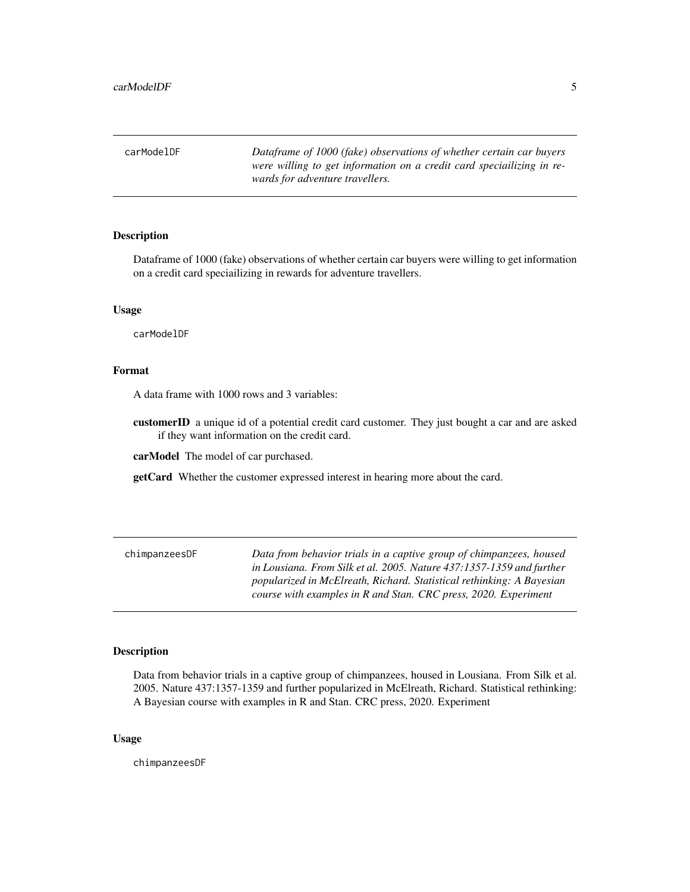## carModelDF

*Dataframe of 1000 (fake) observations of whether certain car buyers were willing to get information on a credit card speciailizing in rewards for adventure travellers.*

### Description

Dataframe of 1000 (fake) observations of whether certain car buyers were willing to get information on a credit card speciailizing in rewards for adventure travellers.

### Usage

```
carModelDF
```

### Format

A data frame with 1000 rows and 3 variables:

**customerID** a unique id of a potential credit card customer. They just bought a car and are asked if they want information on the credit card.

**carModel** The model of car purchased.

**getCard** Whether the customer expressed interest in hearing more about the card.

## chimpanzeesDF

*Data from behavior trials in a captive group of chimpanzees, housed in Lousiana. From Silk et al. 2005. Nature 437:1357-1359 and further popularized in McElreath, Richard. Statistical rethinking: A Bayesian course with examples in R and Stan. CRC press, 2020. Experiment*

### Description

Data from behavior trials in a captive group of chimpanzees, housed in Lousiana. From Silk et al. 2005. Nature 437:1357-1359 and further popularized in McElreath, Richard. Statistical rethinking: A Bayesian course with examples in R and Stan. CRC press, 2020. Experiment

### Usage

```
chimpanzeesDF
```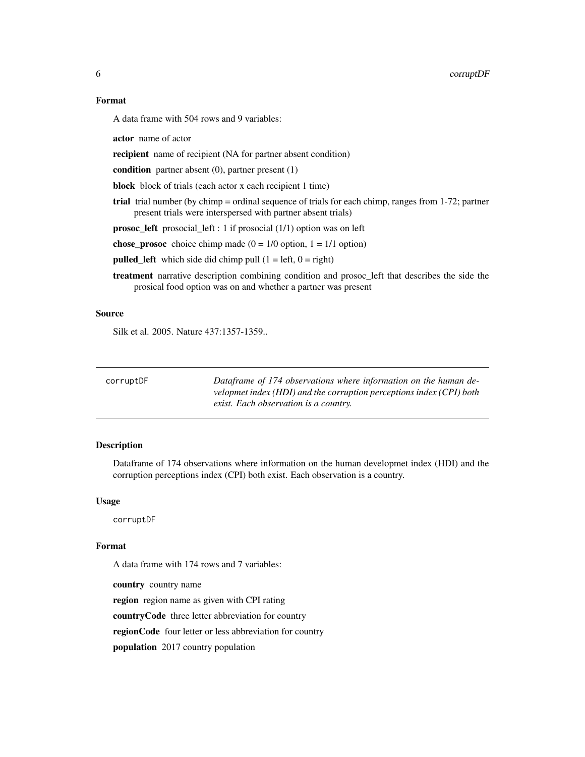### Format

A data frame with 504 rows and 9 variables:

**actor** name of actor

**recipient** name of recipient (NA for partner absent condition)

**condition** partner absent (0), partner present (1)

**block** block of trials (each actor x each recipient 1 time)

**trial** trial number (by chimp = ordinal sequence of trials for each chimp, ranges from 1-72; partner present trials were interspersed with partner absent trials)

**prosoc_left** prosocial_left : 1 if prosocial (1/1) option was on left

**chose_prosoc** choice chimp made (0 = 1/0 option, 1 = 1/1 option)

**pulled_left** which side did chimp pull (1 = left, 0 = right)

**treatment** narrative description combining condition and prosoc_left that describes the side the prosical food option was on and whether a partner was present

### Source

Silk et al. 2005. Nature 437:1357-1359..

---

`corruptDF` *Dataframe of 174 observations where information on the human developmet index (HDI) and the corruption perceptions index (CPI) both exist. Each observation is a country.*

---

### Description

Dataframe of 174 observations where information on the human developmet index (HDI) and the corruption perceptions index (CPI) both exist. Each observation is a country.

### Usage

```
corruptDF
```

### Format

A data frame with 174 rows and 7 variables:

**country** country name

**region** region name as given with CPI rating

**countryCode** three letter abbreviation for country

**regionCode** four letter or less abbreviation for country

**population** 2017 country population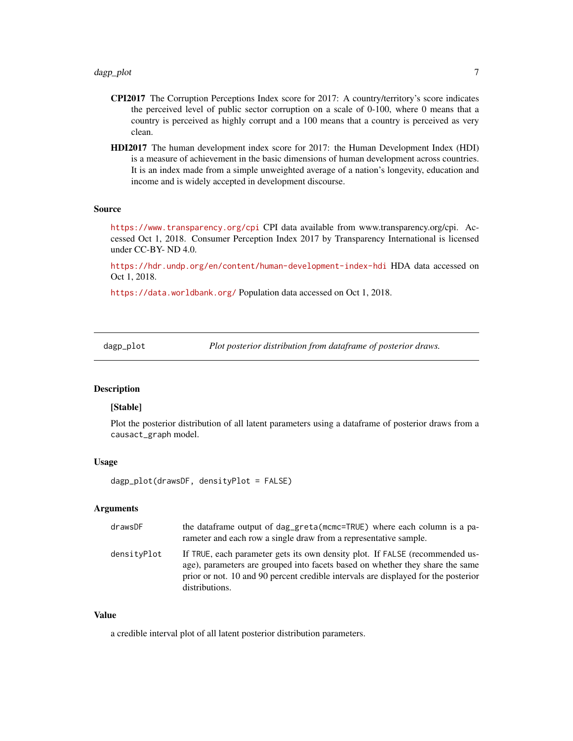**CPI2017** The Corruption Perceptions Index score for 2017: A country/territory's score indicates the perceived level of public sector corruption on a scale of 0-100, where 0 means that a country is perceived as highly corrupt and a 100 means that a country is perceived as very clean.

**HDI2017** The human development index score for 2017: the Human Development Index (HDI) is a measure of achievement in the basic dimensions of human development across countries. It is an index made from a simple unweighted average of a nation's longevity, education and income and is widely accepted in development discourse.

## Source

https://www.transparency.org/cpi CPI data available from www.transparency.org/cpi. Accessed Oct 1, 2018. Consumer Perception Index 2017 by Transparency International is licensed under CC-BY- ND 4.0.

https://hdr.undp.org/en/content/human-development-index-hdi HDA data accessed on Oct 1, 2018.

https://data.worldbank.org/ Population data accessed on Oct 1, 2018.

---

# dagp_plot — *Plot posterior distribution from dataframe of posterior draws.*

## Description

**[Stable]**

Plot the posterior distribution of all latent parameters using a dataframe of posterior draws from a `causact_graph` model.

## Usage

```
dagp_plot(drawsDF, densityPlot = FALSE)
```

## Arguments

| | |
|---|---|
| drawsDF | the dataframe output of `dag_greta(mcmc=TRUE)` where each column is a parameter and each row a single draw from a representative sample. |
| densityPlot | If `TRUE`, each parameter gets its own density plot. If `FALSE` (recommended usage), parameters are grouped into facets based on whether they share the same prior or not. 10 and 90 percent credible intervals are displayed for the posterior distributions. |

## Value

a credible interval plot of all latent posterior distribution parameters.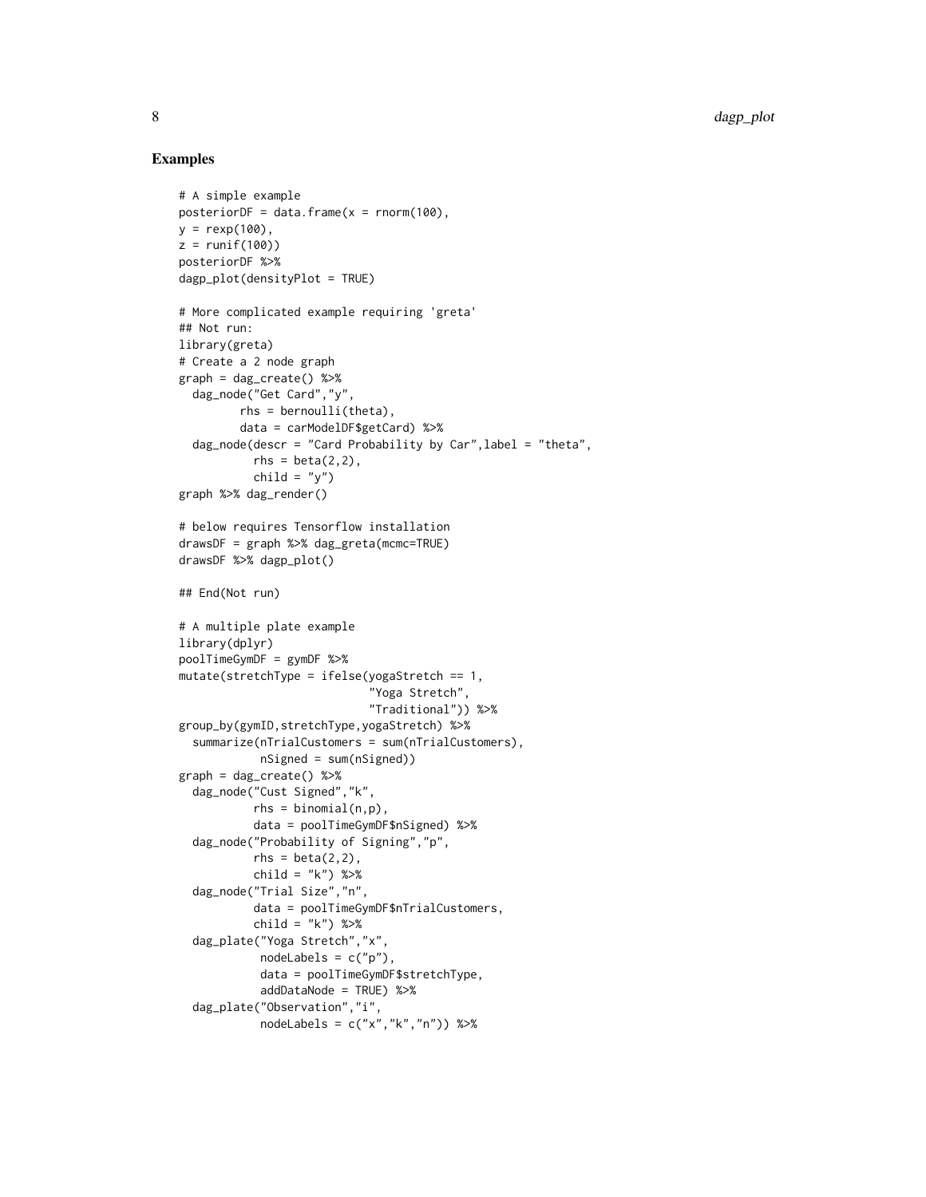## Examples

```
# A simple example
posteriorDF = data.frame(x = rnorm(100),
y = rexp(100),
z = runif(100))
posteriorDF %>%
dagp_plot(densityPlot = TRUE)

# More complicated example requiring 'greta'
## Not run:
library(greta)
# Create a 2 node graph
graph = dag_create() %>%
  dag_node("Get Card","y",
         rhs = bernoulli(theta),
         data = carModelDF$getCard) %>%
  dag_node(descr = "Card Probability by Car",label = "theta",
           rhs = beta(2,2),
           child = "y")
graph %>% dag_render()

# below requires Tensorflow installation
drawsDF = graph %>% dag_greta(mcmc=TRUE)
drawsDF %>% dagp_plot()

## End(Not run)

# A multiple plate example
library(dplyr)
poolTimeGymDF = gymDF %>%
mutate(stretchType = ifelse(yogaStretch == 1,
                            "Yoga Stretch",
                            "Traditional")) %>%
group_by(gymID,stretchType,yogaStretch) %>%
  summarize(nTrialCustomers = sum(nTrialCustomers),
            nSigned = sum(nSigned))
graph = dag_create() %>%
  dag_node("Cust Signed","k",
           rhs = binomial(n,p),
           data = poolTimeGymDF$nSigned) %>%
  dag_node("Probability of Signing","p",
           rhs = beta(2,2),
           child = "k") %>%
  dag_node("Trial Size","n",
           data = poolTimeGymDF$nTrialCustomers,
           child = "k") %>%
  dag_plate("Yoga Stretch","x",
            nodeLabels = c("p"),
            data = poolTimeGymDF$stretchType,
            addDataNode = TRUE) %>%
  dag_plate("Observation","i",
            nodeLabels = c("x","k","n")) %>%
```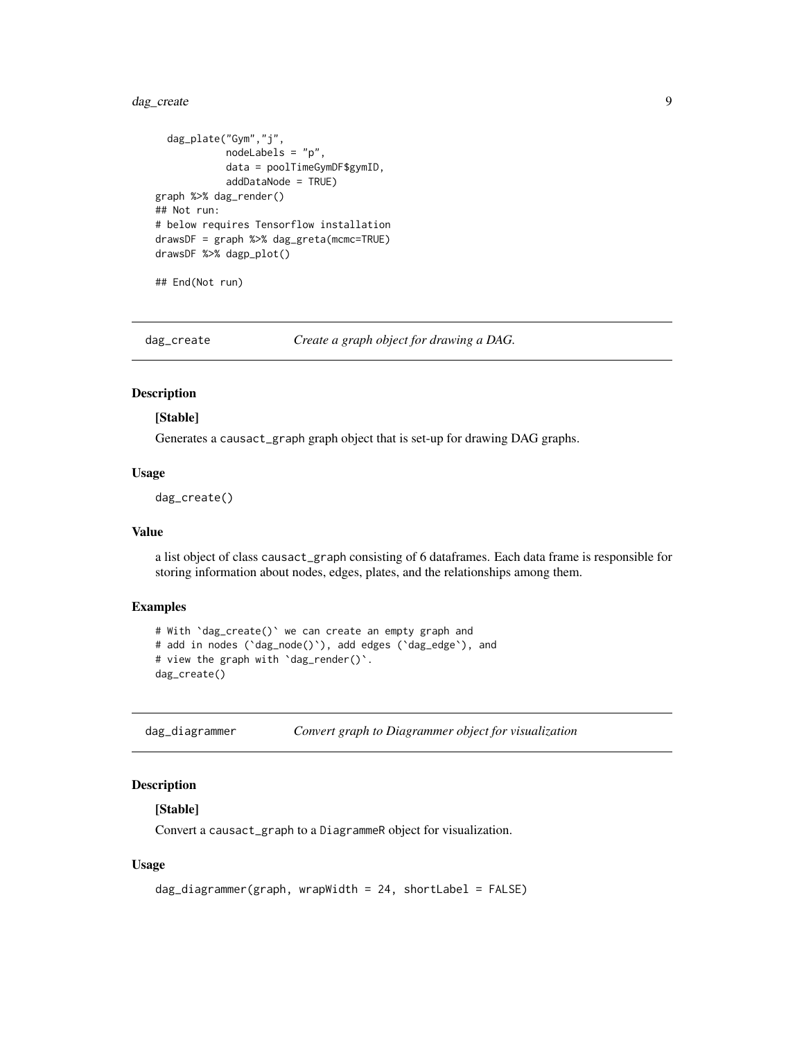```
  dag_plate("Gym","j",
            nodeLabels = "p",
            data = poolTimeGymDF$gymID,
            addDataNode = TRUE)
graph %>% dag_render()
## Not run:
# below requires Tensorflow installation
drawsDF = graph %>% dag_greta(mcmc=TRUE)
drawsDF %>% dagp_plot()

## End(Not run)
```

## dag_create — *Create a graph object for drawing a DAG.*

### Description

**[Stable]**

Generates a causact_graph graph object that is set-up for drawing DAG graphs.

### Usage

```
dag_create()
```

### Value

a list object of class causact_graph consisting of 6 dataframes. Each data frame is responsible for storing information about nodes, edges, plates, and the relationships among them.

### Examples

```
# With `dag_create()` we can create an empty graph and
# add in nodes (`dag_node()`), add edges (`dag_edge`), and
# view the graph with `dag_render()`.
dag_create()
```

## dag_diagrammer — *Convert graph to Diagrammer object for visualization*

### Description

**[Stable]**

Convert a causact_graph to a DiagrammeR object for visualization.

### Usage

```
dag_diagrammer(graph, wrapWidth = 24, shortLabel = FALSE)
```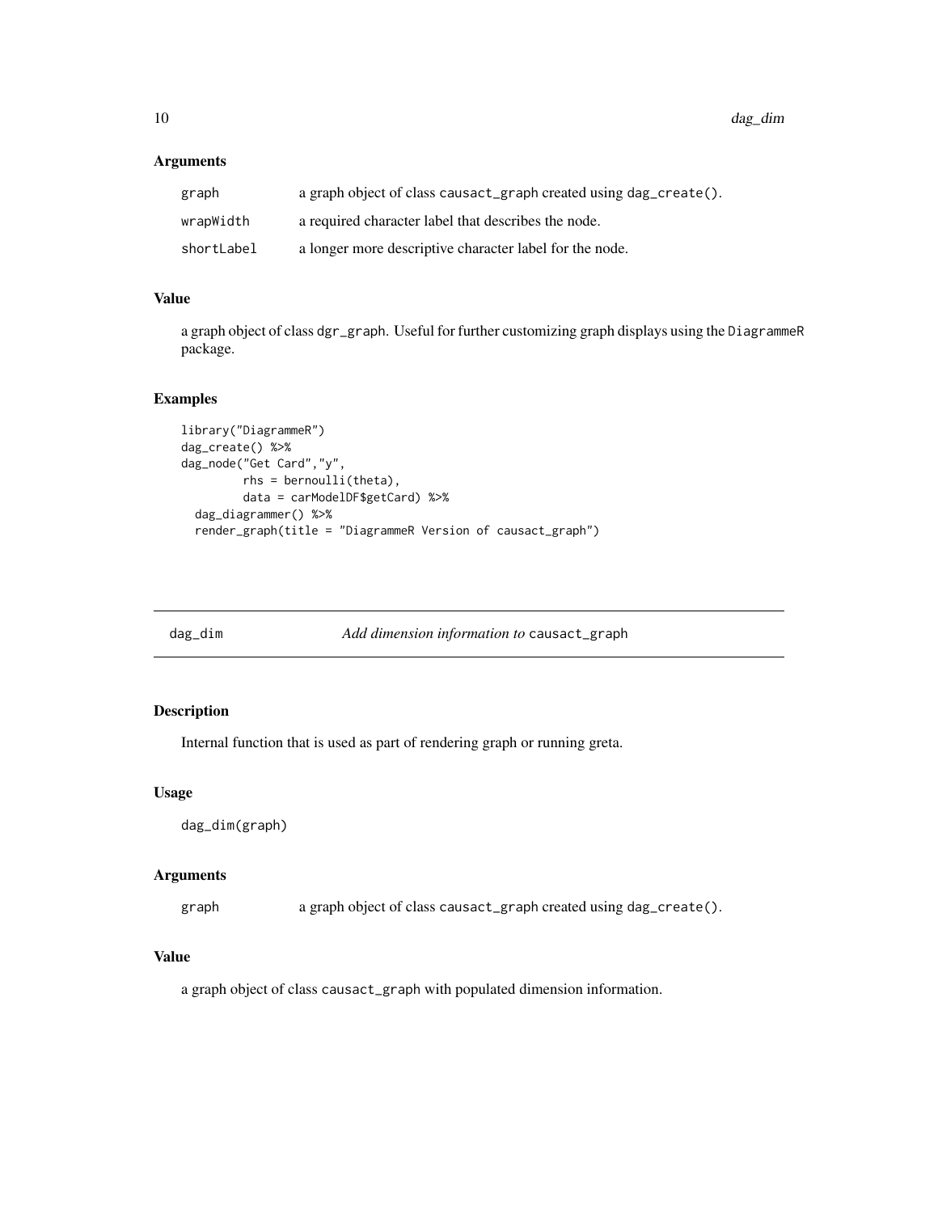### Arguments

| | |
|---|---|
| graph | a graph object of class causact_graph created using dag_create(). |
| wrapWidth | a required character label that describes the node. |
| shortLabel | a longer more descriptive character label for the node. |

### Value

a graph object of class dgr_graph. Useful for further customizing graph displays using the DiagrammeR package.

### Examples

```
library("DiagrammeR")
dag_create() %>%
dag_node("Get Card","y",
         rhs = bernoulli(theta),
         data = carModelDF$getCard) %>%
  dag_diagrammer() %>%
  render_graph(title = "DiagrammeR Version of causact_graph")
```

---

## dag_dim *Add dimension information to* causact_graph

---

### Description

Internal function that is used as part of rendering graph or running greta.

### Usage

```
dag_dim(graph)
```

### Arguments

| | |
|---|---|
| graph | a graph object of class causact_graph created using dag_create(). |

### Value

a graph object of class causact_graph with populated dimension information.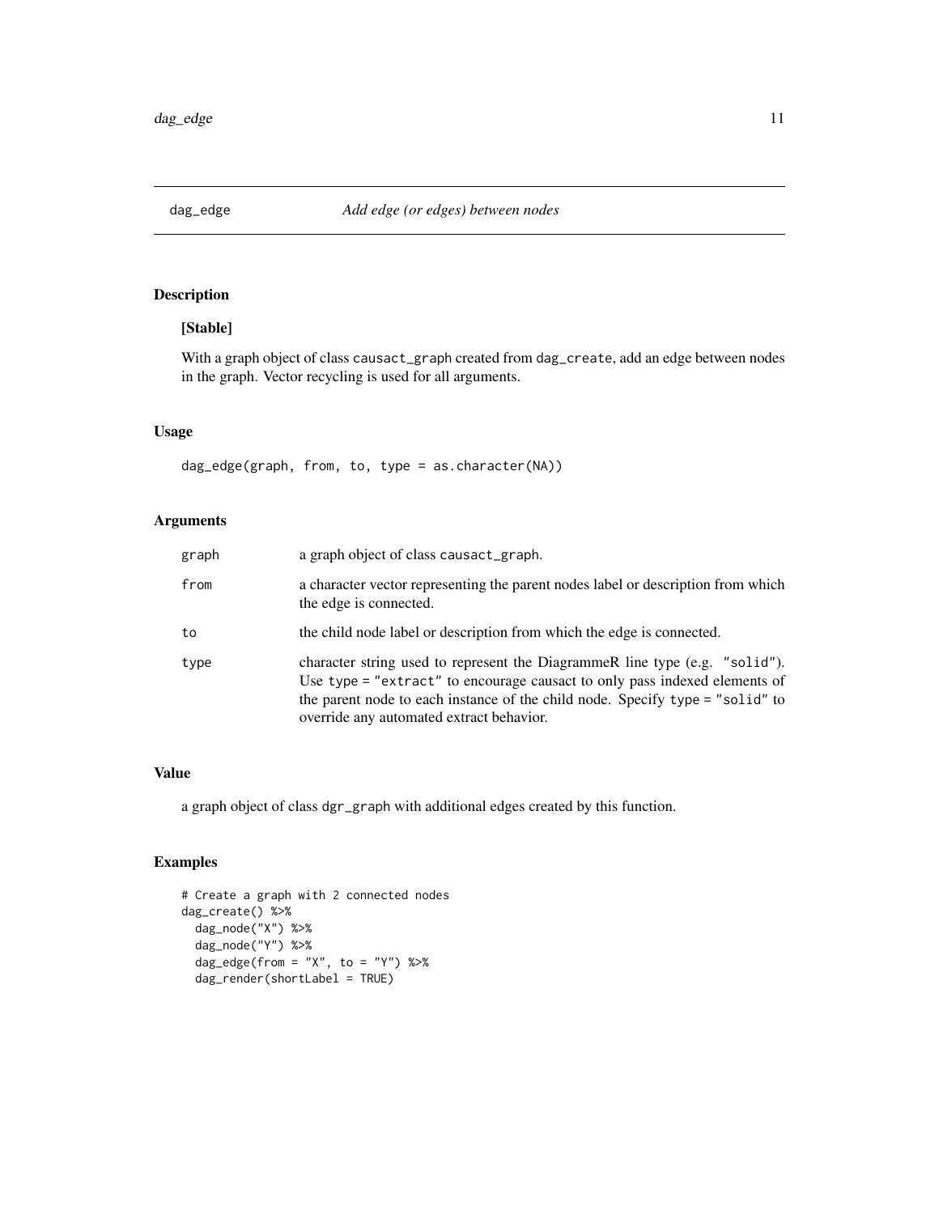# dag_edge *Add edge (or edges) between nodes*

## Description

**[Stable]**

With a graph object of class causact_graph created from dag_create, add an edge between nodes in the graph. Vector recycling is used for all arguments.

## Usage

```
dag_edge(graph, from, to, type = as.character(NA))
```

## Arguments

| | |
|---|---|
| graph | a graph object of class causact_graph. |
| from | a character vector representing the parent nodes label or description from which the edge is connected. |
| to | the child node label or description from which the edge is connected. |
| type | character string used to represent the DiagrammeR line type (e.g. "solid"). Use type = "extract" to encourage causact to only pass indexed elements of the parent node to each instance of the child node. Specify type = "solid" to override any automated extract behavior. |

## Value

a graph object of class dgr_graph with additional edges created by this function.

## Examples

```
# Create a graph with 2 connected nodes
dag_create() %>%
  dag_node("X") %>%
  dag_node("Y") %>%
  dag_edge(from = "X", to = "Y") %>%
  dag_render(shortLabel = TRUE)
```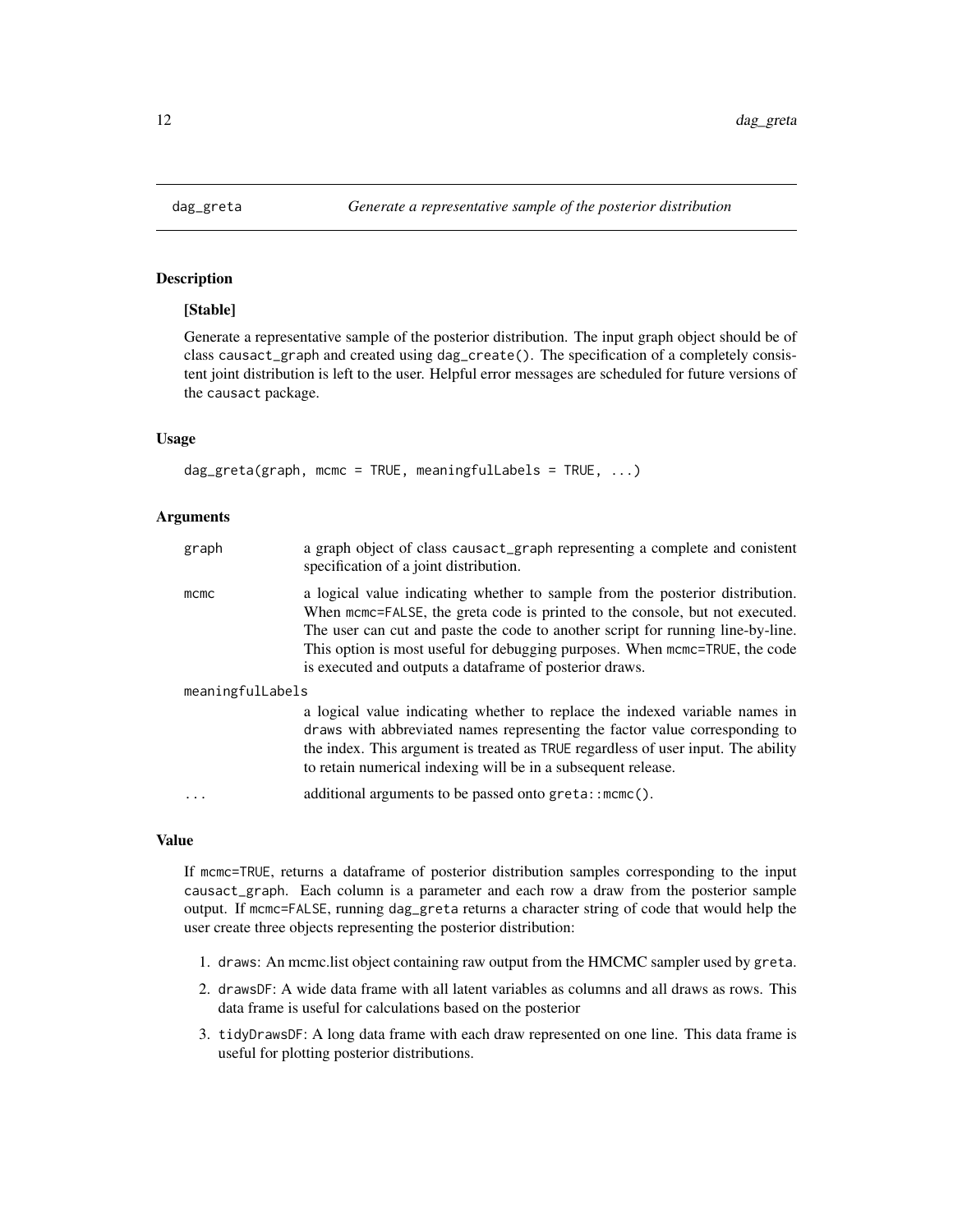## dag_greta — *Generate a representative sample of the posterior distribution*

### Description

**[Stable]**

Generate a representative sample of the posterior distribution. The input graph object should be of class causact_graph and created using dag_create(). The specification of a completely consistent joint distribution is left to the user. Helpful error messages are scheduled for future versions of the causact package.

### Usage

```
dag_greta(graph, mcmc = TRUE, meaningfulLabels = TRUE, ...)
```

### Arguments

| | |
|---|---|
| graph | a graph object of class causact_graph representing a complete and conistent specification of a joint distribution. |
| mcmc | a logical value indicating whether to sample from the posterior distribution. When mcmc=FALSE, the greta code is printed to the console, but not executed. The user can cut and paste the code to another script for running line-by-line. This option is most useful for debugging purposes. When mcmc=TRUE, the code is executed and outputs a dataframe of posterior draws. |
| meaningfulLabels | a logical value indicating whether to replace the indexed variable names in draws with abbreviated names representing the factor value corresponding to the index. This argument is treated as TRUE regardless of user input. The ability to retain numerical indexing will be in a subsequent release. |
| ... | additional arguments to be passed onto greta::mcmc(). |

### Value

If mcmc=TRUE, returns a dataframe of posterior distribution samples corresponding to the input causact_graph. Each column is a parameter and each row a draw from the posterior sample output. If mcmc=FALSE, running dag_greta returns a character string of code that would help the user create three objects representing the posterior distribution:

1. draws: An mcmc.list object containing raw output from the HMCMC sampler used by greta.
2. drawsDF: A wide data frame with all latent variables as columns and all draws as rows. This data frame is useful for calculations based on the posterior
3. tidyDrawsDF: A long data frame with each draw represented on one line. This data frame is useful for plotting posterior distributions.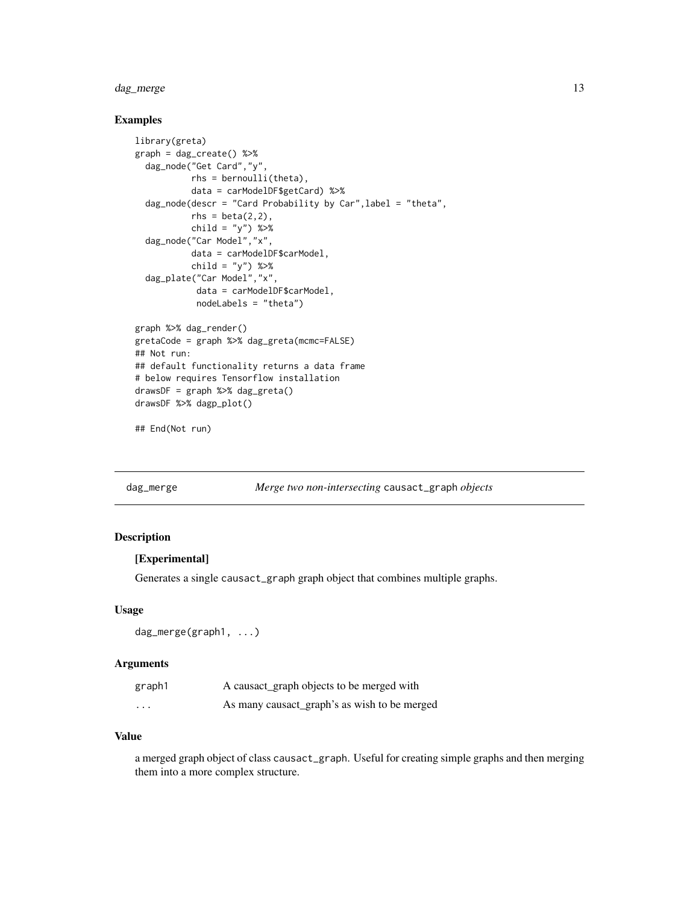### Examples

```
library(greta)
graph = dag_create() %>%
  dag_node("Get Card","y",
           rhs = bernoulli(theta),
           data = carModelDF$getCard) %>%
  dag_node(descr = "Card Probability by Car",label = "theta",
           rhs = beta(2,2),
           child = "y") %>%
  dag_node("Car Model","x",
           data = carModelDF$carModel,
           child = "y") %>%
  dag_plate("Car Model","x",
            data = carModelDF$carModel,
            nodeLabels = "theta")

graph %>% dag_render()
gretaCode = graph %>% dag_greta(mcmc=FALSE)
## Not run:
## default functionality returns a data frame
# below requires Tensorflow installation
drawsDF = graph %>% dag_greta()
drawsDF %>% dagp_plot()

## End(Not run)
```

---

## dag_merge — *Merge two non-intersecting* `causact_graph` *objects*

### Description

**[Experimental]**

Generates a single causact_graph graph object that combines multiple graphs.

### Usage

```
dag_merge(graph1, ...)
```

### Arguments

| | |
|---|---|
| graph1 | A causact_graph objects to be merged with |
| ... | As many causact_graph's as wish to be merged |

### Value

a merged graph object of class causact_graph. Useful for creating simple graphs and then merging them into a more complex structure.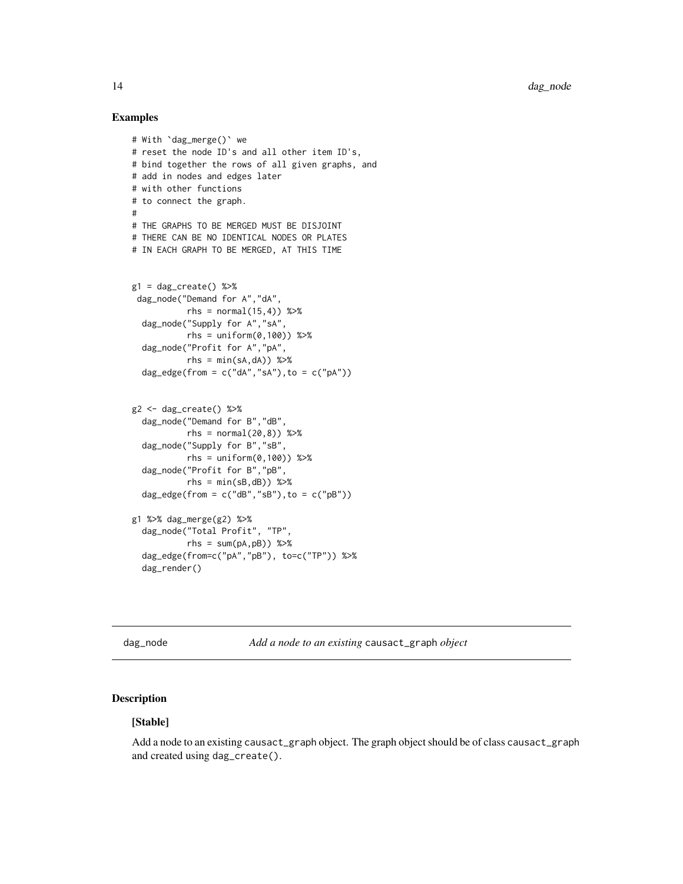## Examples

```
# With `dag_merge()` we
# reset the node ID's and all other item ID's,
# bind together the rows of all given graphs, and
# add in nodes and edges later
# with other functions
# to connect the graph.
#
# THE GRAPHS TO BE MERGED MUST BE DISJOINT
# THERE CAN BE NO IDENTICAL NODES OR PLATES
# IN EACH GRAPH TO BE MERGED, AT THIS TIME


g1 = dag_create() %>%
 dag_node("Demand for A","dA",
          rhs = normal(15,4)) %>%
  dag_node("Supply for A","sA",
          rhs = uniform(0,100)) %>%
  dag_node("Profit for A","pA",
          rhs = min(sA,dA)) %>%
  dag_edge(from = c("dA","sA"),to = c("pA"))


g2 <- dag_create() %>%
  dag_node("Demand for B","dB",
          rhs = normal(20,8)) %>%
  dag_node("Supply for B","sB",
          rhs = uniform(0,100)) %>%
  dag_node("Profit for B","pB",
          rhs = min(sB,dB)) %>%
  dag_edge(from = c("dB","sB"),to = c("pB"))

g1 %>% dag_merge(g2) %>%
  dag_node("Total Profit", "TP",
          rhs = sum(pA,pB)) %>%
  dag_edge(from=c("pA","pB"), to=c("TP")) %>%
  dag_render()
```

---

# dag_node — *Add a node to an existing* `causact_graph` *object*

## Description

**[Stable]**

Add a node to an existing causact_graph object. The graph object should be of class causact_graph and created using dag_create().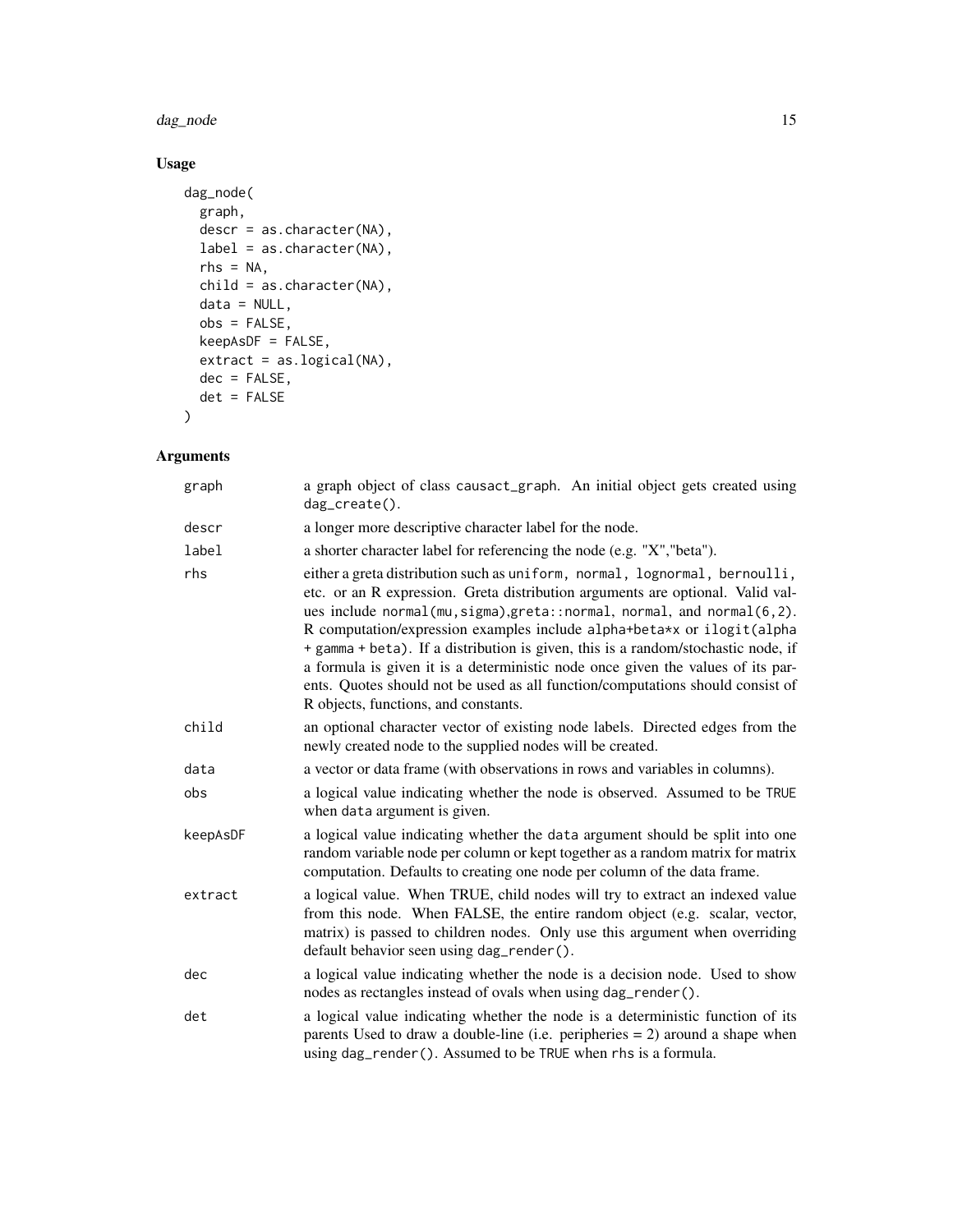## Usage

```
dag_node(
  graph,
  descr = as.character(NA),
  label = as.character(NA),
  rhs = NA,
  child = as.character(NA),
  data = NULL,
  obs = FALSE,
  keepAsDF = FALSE,
  extract = as.logical(NA),
  dec = FALSE,
  det = FALSE
)
```

## Arguments

| | |
|---|---|
| graph | a graph object of class causact_graph. An initial object gets created using dag_create(). |
| descr | a longer more descriptive character label for the node. |
| label | a shorter character label for referencing the node (e.g. "X","beta"). |
| rhs | either a greta distribution such as uniform, normal, lognormal, bernoulli, etc. or an R expression. Greta distribution arguments are optional. Valid values include normal(mu,sigma),greta::normal, normal, and normal(6,2). R computation/expression examples include alpha+beta*x or ilogit(alpha + gamma + beta). If a distribution is given, this is a random/stochastic node, if a formula is given it is a deterministic node once given the values of its parents. Quotes should not be used as all function/computations should consist of R objects, functions, and constants. |
| child | an optional character vector of existing node labels. Directed edges from the newly created node to the supplied nodes will be created. |
| data | a vector or data frame (with observations in rows and variables in columns). |
| obs | a logical value indicating whether the node is observed. Assumed to be TRUE when data argument is given. |
| keepAsDF | a logical value indicating whether the data argument should be split into one random variable node per column or kept together as a random matrix for matrix computation. Defaults to creating one node per column of the data frame. |
| extract | a logical value. When TRUE, child nodes will try to extract an indexed value from this node. When FALSE, the entire random object (e.g. scalar, vector, matrix) is passed to children nodes. Only use this argument when overriding default behavior seen using dag_render(). |
| dec | a logical value indicating whether the node is a decision node. Used to show nodes as rectangles instead of ovals when using dag_render(). |
| det | a logical value indicating whether the node is a deterministic function of its parents Used to draw a double-line (i.e. peripheries = 2) around a shape when using dag_render(). Assumed to be TRUE when rhs is a formula. |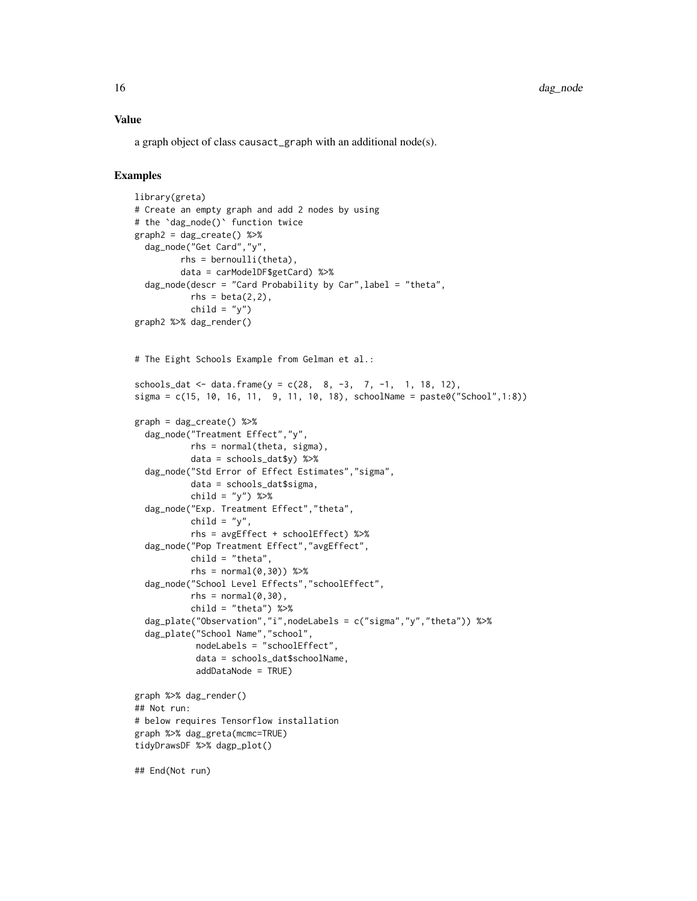## Value

a graph object of class causact_graph with an additional node(s).

## Examples

```
library(greta)
# Create an empty graph and add 2 nodes by using
# the `dag_node()` function twice
graph2 = dag_create() %>%
  dag_node("Get Card","y",
         rhs = bernoulli(theta),
         data = carModelDF$getCard) %>%
  dag_node(descr = "Card Probability by Car",label = "theta",
           rhs = beta(2,2),
           child = "y")
graph2 %>% dag_render()


# The Eight Schools Example from Gelman et al.:

schools_dat <- data.frame(y = c(28,  8, -3,  7, -1,  1, 18, 12),
sigma = c(15, 10, 16, 11,  9, 11, 10, 18), schoolName = paste0("School",1:8))

graph = dag_create() %>%
  dag_node("Treatment Effect","y",
           rhs = normal(theta, sigma),
           data = schools_dat$y) %>%
  dag_node("Std Error of Effect Estimates","sigma",
           data = schools_dat$sigma,
           child = "y") %>%
  dag_node("Exp. Treatment Effect","theta",
           child = "y",
           rhs = avgEffect + schoolEffect) %>%
  dag_node("Pop Treatment Effect","avgEffect",
           child = "theta",
           rhs = normal(0,30)) %>%
  dag_node("School Level Effects","schoolEffect",
           rhs = normal(0,30),
           child = "theta") %>%
  dag_plate("Observation","i",nodeLabels = c("sigma","y","theta")) %>%
  dag_plate("School Name","school",
            nodeLabels = "schoolEffect",
            data = schools_dat$schoolName,
            addDataNode = TRUE)

graph %>% dag_render()
## Not run:
# below requires Tensorflow installation
graph %>% dag_greta(mcmc=TRUE)
tidyDrawsDF %>% dagp_plot()

## End(Not run)
```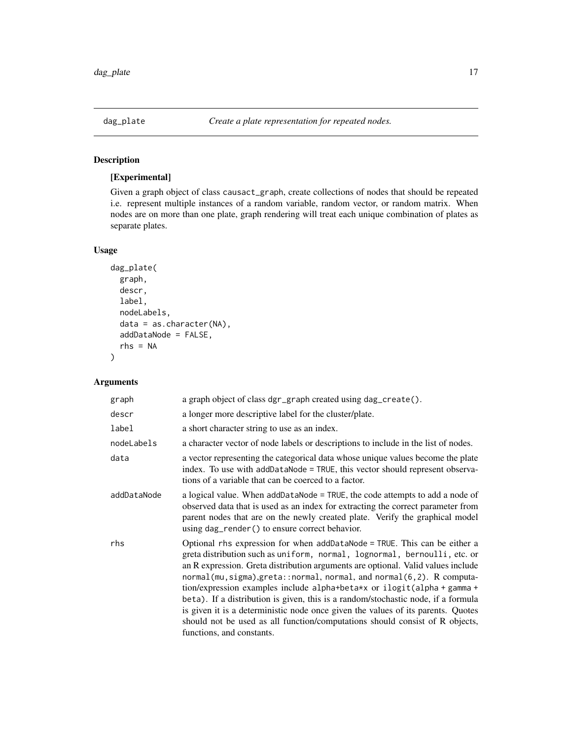## dag_plate — *Create a plate representation for repeated nodes.*

### Description

**[Experimental]**

Given a graph object of class causact_graph, create collections of nodes that should be repeated i.e. represent multiple instances of a random variable, random vector, or random matrix. When nodes are on more than one plate, graph rendering will treat each unique combination of plates as separate plates.

### Usage

```
dag_plate(
  graph,
  descr,
  label,
  nodeLabels,
  data = as.character(NA),
  addDataNode = FALSE,
  rhs = NA
)
```

### Arguments

| | |
|---|---|
| graph | a graph object of class dgr_graph created using dag_create(). |
| descr | a longer more descriptive label for the cluster/plate. |
| label | a short character string to use as an index. |
| nodeLabels | a character vector of node labels or descriptions to include in the list of nodes. |
| data | a vector representing the categorical data whose unique values become the plate index. To use with addDataNode = TRUE, this vector should represent observations of a variable that can be coerced to a factor. |
| addDataNode | a logical value. When addDataNode = TRUE, the code attempts to add a node of observed data that is used as an index for extracting the correct parameter from parent nodes that are on the newly created plate. Verify the graphical model using dag_render() to ensure correct behavior. |
| rhs | Optional rhs expression for when addDataNode = TRUE. This can be either a greta distribution such as uniform, normal, lognormal, bernoulli, etc. or an R expression. Greta distribution arguments are optional. Valid values include normal(mu,sigma),greta::normal, normal, and normal(6,2). R computation/expression examples include alpha+beta*x or ilogit(alpha + gamma + beta). If a distribution is given, this is a random/stochastic node, if a formula is given it is a deterministic node once given the values of its parents. Quotes should not be used as all function/computations should consist of R objects, functions, and constants. |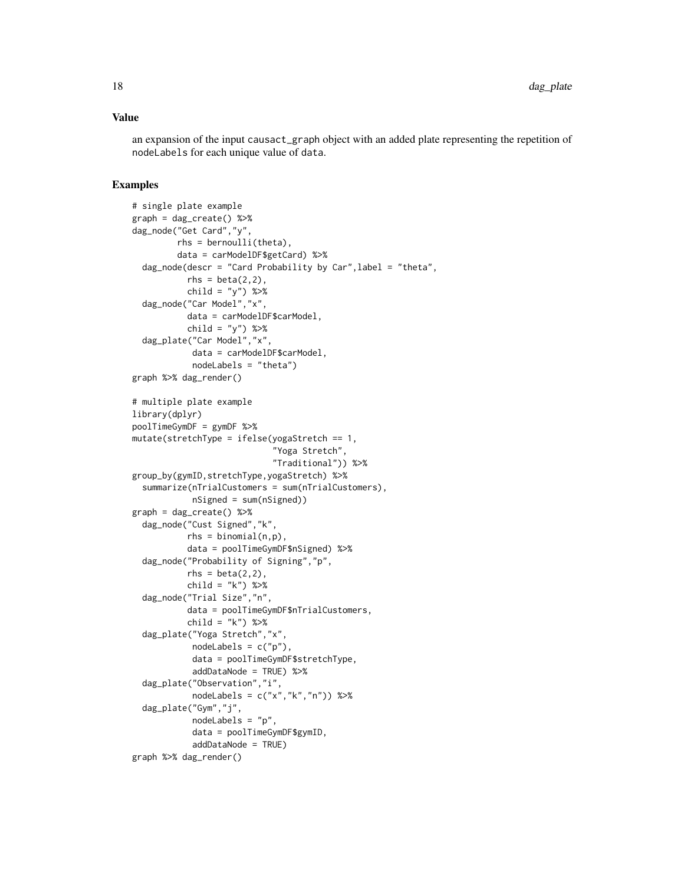## Value

an expansion of the input `causact_graph` object with an added plate representing the repetition of `nodeLabels` for each unique value of `data`.

## Examples

```
# single plate example
graph = dag_create() %>%
dag_node("Get Card","y",
         rhs = bernoulli(theta),
         data = carModelDF$getCard) %>%
  dag_node(descr = "Card Probability by Car",label = "theta",
           rhs = beta(2,2),
           child = "y") %>%
  dag_node("Car Model","x",
           data = carModelDF$carModel,
           child = "y") %>%
  dag_plate("Car Model","x",
            data = carModelDF$carModel,
            nodeLabels = "theta")
graph %>% dag_render()

# multiple plate example
library(dplyr)
poolTimeGymDF = gymDF %>%
mutate(stretchType = ifelse(yogaStretch == 1,
                            "Yoga Stretch",
                            "Traditional")) %>%
group_by(gymID,stretchType,yogaStretch) %>%
  summarize(nTrialCustomers = sum(nTrialCustomers),
            nSigned = sum(nSigned))
graph = dag_create() %>%
  dag_node("Cust Signed","k",
           rhs = binomial(n,p),
           data = poolTimeGymDF$nSigned) %>%
  dag_node("Probability of Signing","p",
           rhs = beta(2,2),
           child = "k") %>%
  dag_node("Trial Size","n",
           data = poolTimeGymDF$nTrialCustomers,
           child = "k") %>%
  dag_plate("Yoga Stretch","x",
            nodeLabels = c("p"),
            data = poolTimeGymDF$stretchType,
            addDataNode = TRUE) %>%
  dag_plate("Observation","i",
            nodeLabels = c("x","k","n")) %>%
  dag_plate("Gym","j",
            nodeLabels = "p",
            data = poolTimeGymDF$gymID,
            addDataNode = TRUE)
graph %>% dag_render()
```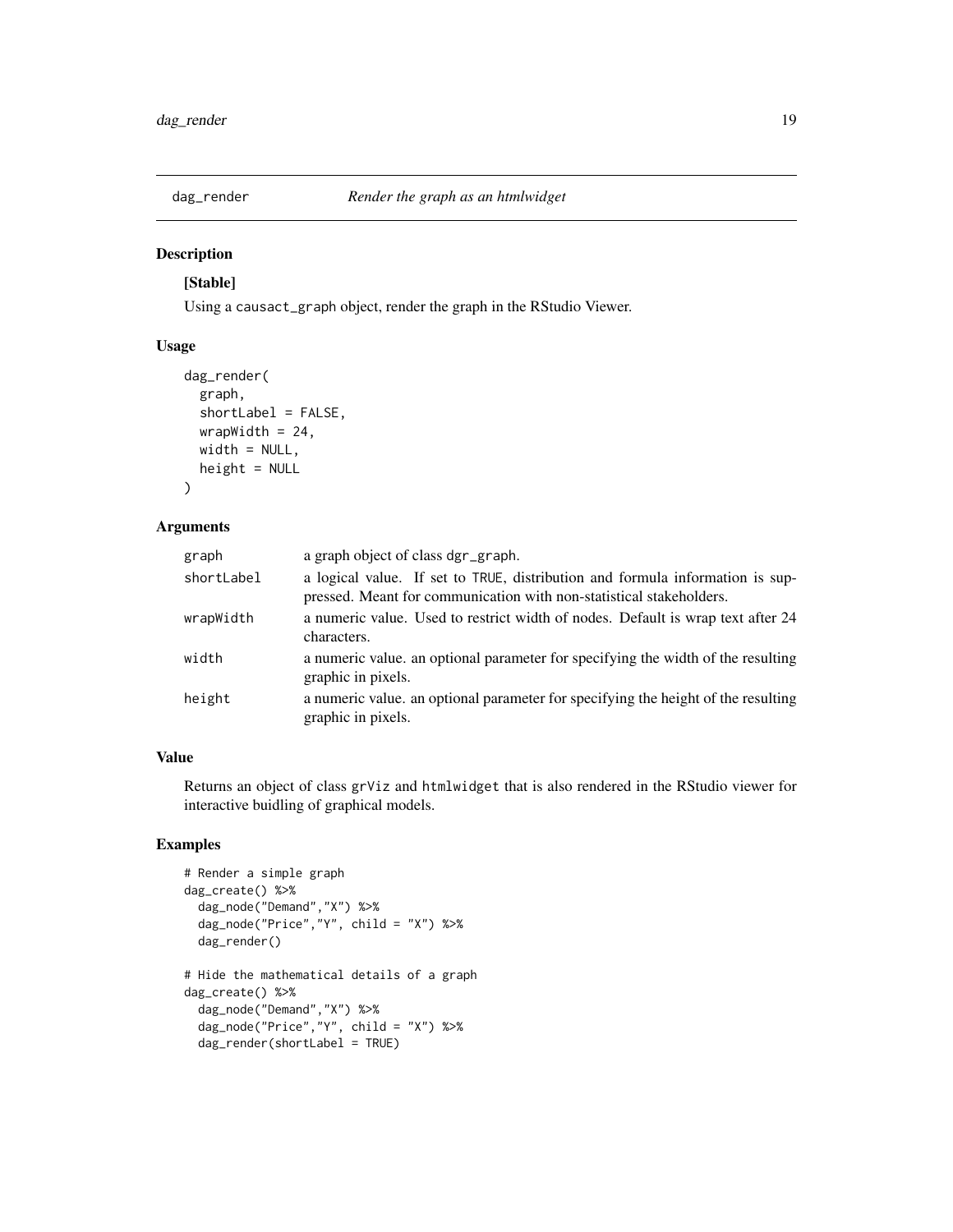# dag_render *Render the graph as an htmlwidget*

## Description

**[Stable]**

Using a causact_graph object, render the graph in the RStudio Viewer.

## Usage

```
dag_render(
  graph,
  shortLabel = FALSE,
  wrapWidth = 24,
  width = NULL,
  height = NULL
)
```

## Arguments

| | |
|---|---|
| graph | a graph object of class dgr_graph. |
| shortLabel | a logical value. If set to TRUE, distribution and formula information is suppressed. Meant for communication with non-statistical stakeholders. |
| wrapWidth | a numeric value. Used to restrict width of nodes. Default is wrap text after 24 characters. |
| width | a numeric value. an optional parameter for specifying the width of the resulting graphic in pixels. |
| height | a numeric value. an optional parameter for specifying the height of the resulting graphic in pixels. |

## Value

Returns an object of class grViz and htmlwidget that is also rendered in the RStudio viewer for interactive buidling of graphical models.

## Examples

```
# Render a simple graph
dag_create() %>%
  dag_node("Demand","X") %>%
  dag_node("Price","Y", child = "X") %>%
  dag_render()

# Hide the mathematical details of a graph
dag_create() %>%
  dag_node("Demand","X") %>%
  dag_node("Price","Y", child = "X") %>%
  dag_render(shortLabel = TRUE)
```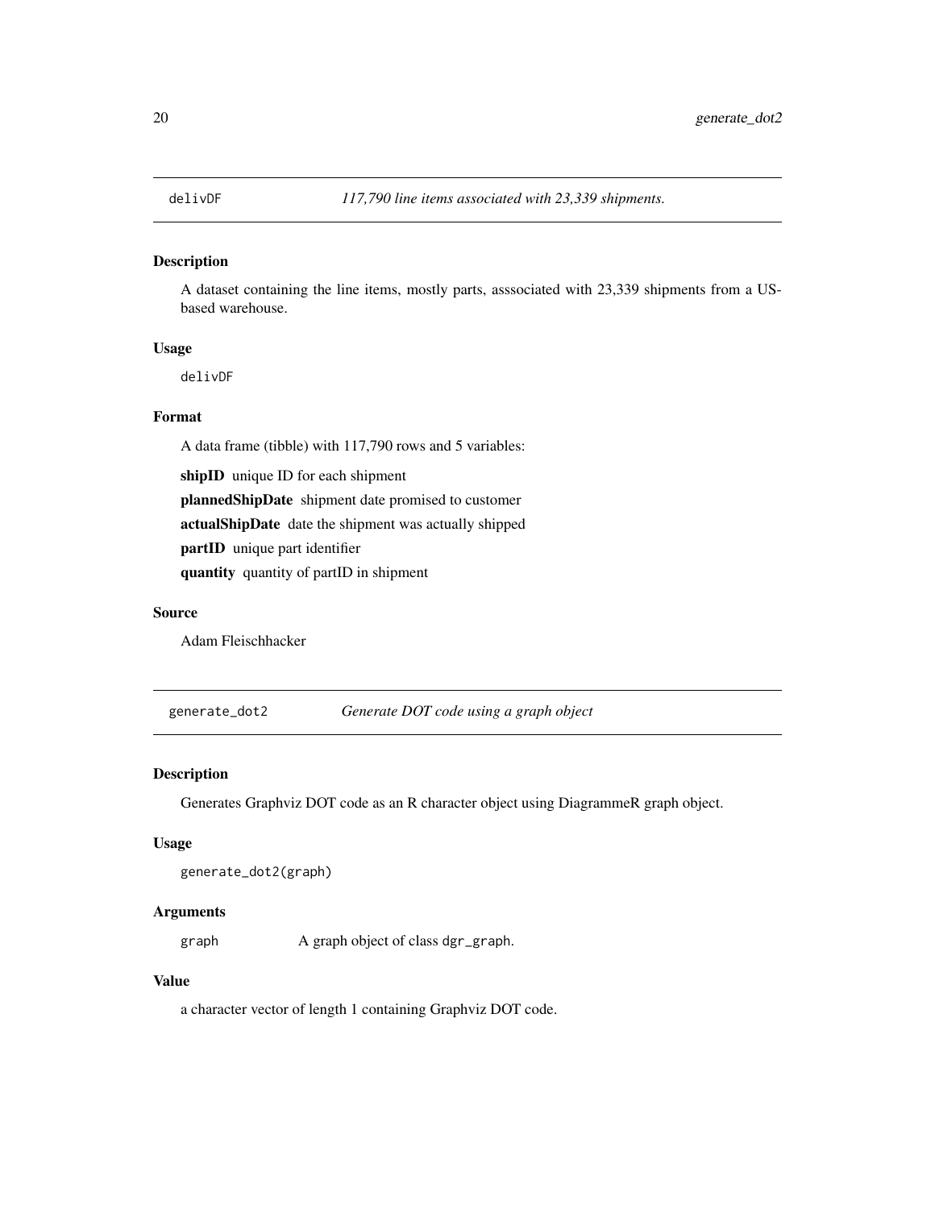## delivDF *117,790 line items associated with 23,339 shipments.*

### Description

A dataset containing the line items, mostly parts, asssociated with 23,339 shipments from a US-based warehouse.

### Usage

```
delivDF
```

### Format

A data frame (tibble) with 117,790 rows and 5 variables:

**shipID** unique ID for each shipment

**plannedShipDate** shipment date promised to customer

**actualShipDate** date the shipment was actually shipped

**partID** unique part identifier

**quantity** quantity of partID in shipment

### Source

Adam Fleischhacker

## generate_dot2 *Generate DOT code using a graph object*

### Description

Generates Graphviz DOT code as an R character object using DiagrammeR graph object.

### Usage

```
generate_dot2(graph)
```

### Arguments

| | |
|---|---|
| graph | A graph object of class `dgr_graph`. |

### Value

a character vector of length 1 containing Graphviz DOT code.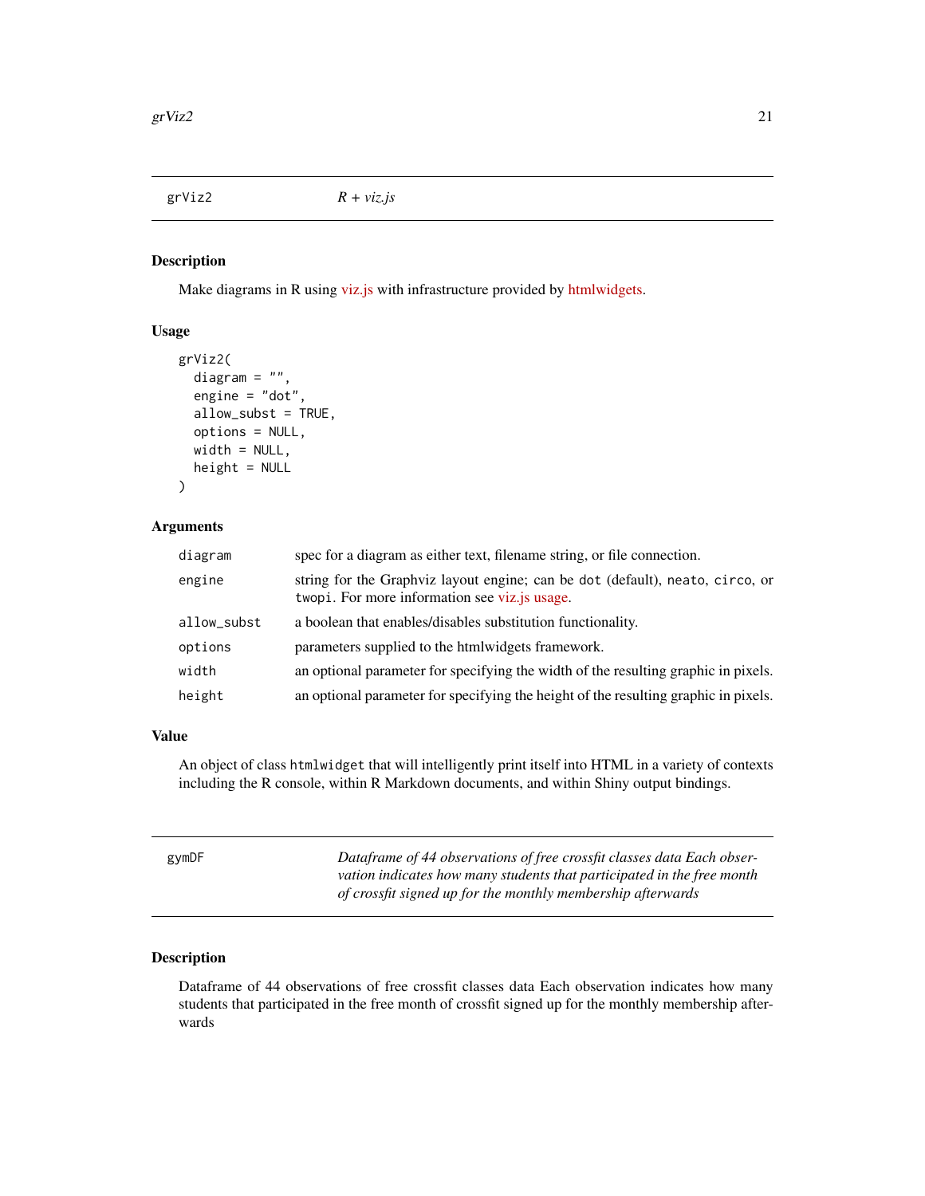## grViz2 — *R + viz.js*

### Description

Make diagrams in R using viz.js with infrastructure provided by htmlwidgets.

### Usage

```
grViz2(
  diagram = "",
  engine = "dot",
  allow_subst = TRUE,
  options = NULL,
  width = NULL,
  height = NULL
)
```

### Arguments

| | |
|---|---|
| `diagram` | spec for a diagram as either text, filename string, or file connection. |
| `engine` | string for the Graphviz layout engine; can be `dot` (default), `neato`, `circo`, or `twopi`. For more information see viz.js usage. |
| `allow_subst` | a boolean that enables/disables substitution functionality. |
| `options` | parameters supplied to the htmlwidgets framework. |
| `width` | an optional parameter for specifying the width of the resulting graphic in pixels. |
| `height` | an optional parameter for specifying the height of the resulting graphic in pixels. |

### Value

An object of class `htmlwidget` that will intelligently print itself into HTML in a variety of contexts including the R console, within R Markdown documents, and within Shiny output bindings.

## gymDF — *Dataframe of 44 observations of free crossfit classes data Each observation indicates how many students that participated in the free month of crossfit signed up for the monthly membership afterwards*

### Description

Dataframe of 44 observations of free crossfit classes data Each observation indicates how many students that participated in the free month of crossfit signed up for the monthly membership afterwards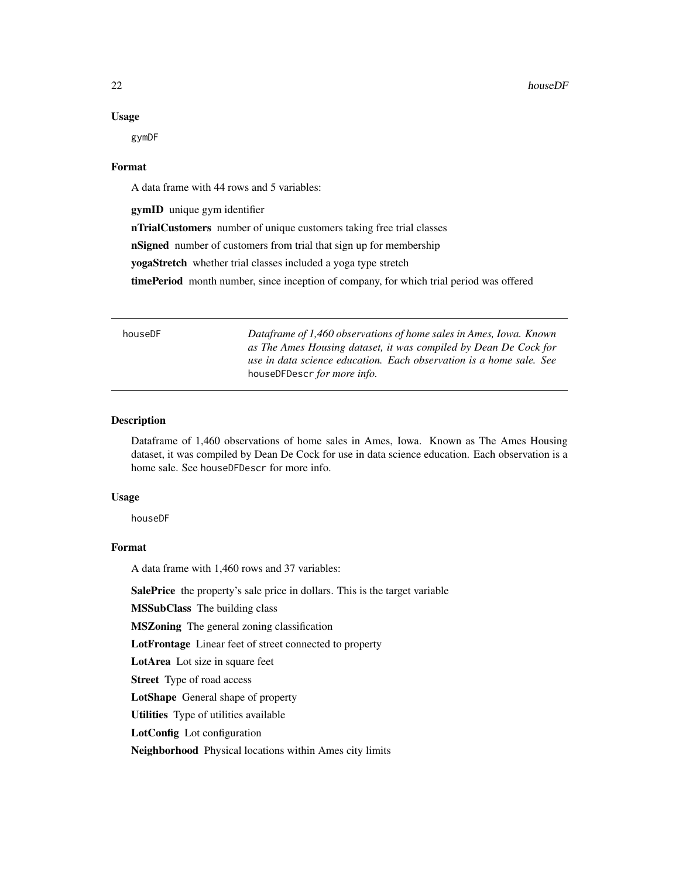### Usage

```
gymDF
```

### Format

A data frame with 44 rows and 5 variables:

**gymID** unique gym identifier

**nTrialCustomers** number of unique customers taking free trial classes

**nSigned** number of customers from trial that sign up for membership

**yogaStretch** whether trial classes included a yoga type stretch

**timePeriod** month number, since inception of company, for which trial period was offered

---

## houseDF

*Dataframe of 1,460 observations of home sales in Ames, Iowa. Known as The Ames Housing dataset, it was compiled by Dean De Cock for use in data science education. Each observation is a home sale. See* `houseDFDescr` *for more info.*

---

### Description

Dataframe of 1,460 observations of home sales in Ames, Iowa. Known as The Ames Housing dataset, it was compiled by Dean De Cock for use in data science education. Each observation is a home sale. See `houseDFDescr` for more info.

### Usage

```
houseDF
```

### Format

A data frame with 1,460 rows and 37 variables:

**SalePrice** the property's sale price in dollars. This is the target variable

**MSSubClass** The building class

**MSZoning** The general zoning classification

**LotFrontage** Linear feet of street connected to property

**LotArea** Lot size in square feet

**Street** Type of road access

**LotShape** General shape of property

**Utilities** Type of utilities available

**LotConfig** Lot configuration

**Neighborhood** Physical locations within Ames city limits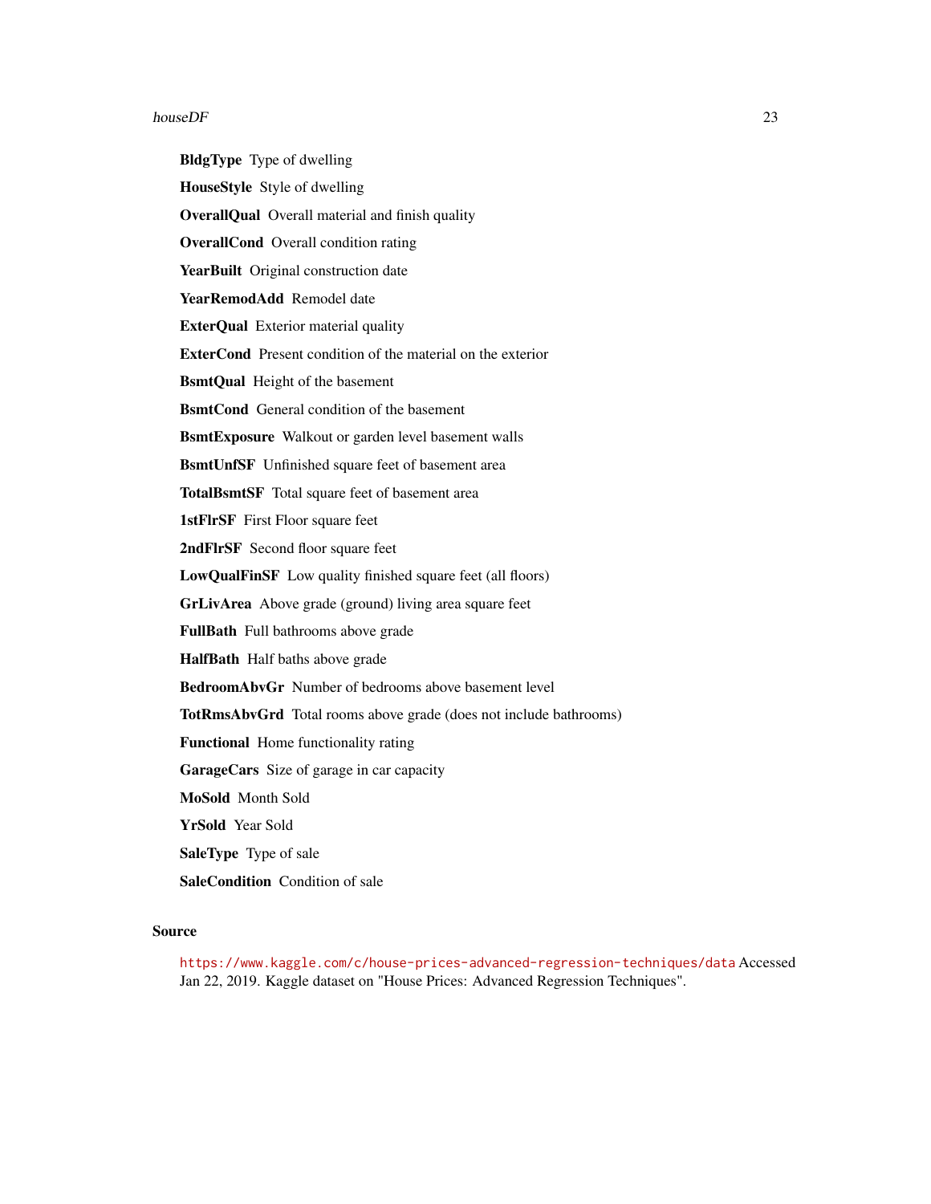**BldgType** Type of dwelling

**HouseStyle** Style of dwelling

**OverallQual** Overall material and finish quality

**OverallCond** Overall condition rating

**YearBuilt** Original construction date

**YearRemodAdd** Remodel date

**ExterQual** Exterior material quality

**ExterCond** Present condition of the material on the exterior

**BsmtQual** Height of the basement

**BsmtCond** General condition of the basement

**BsmtExposure** Walkout or garden level basement walls

**BsmtUnfSF** Unfinished square feet of basement area

**TotalBsmtSF** Total square feet of basement area

**1stFlrSF** First Floor square feet

**2ndFlrSF** Second floor square feet

**LowQualFinSF** Low quality finished square feet (all floors)

**GrLivArea** Above grade (ground) living area square feet

**FullBath** Full bathrooms above grade

**HalfBath** Half baths above grade

**BedroomAbvGr** Number of bedrooms above basement level

**TotRmsAbvGrd** Total rooms above grade (does not include bathrooms)

**Functional** Home functionality rating

**GarageCars** Size of garage in car capacity

**MoSold** Month Sold

**YrSold** Year Sold

**SaleType** Type of sale

**SaleCondition** Condition of sale

## Source

https://www.kaggle.com/c/house-prices-advanced-regression-techniques/data Accessed Jan 22, 2019. Kaggle dataset on "House Prices: Advanced Regression Techniques".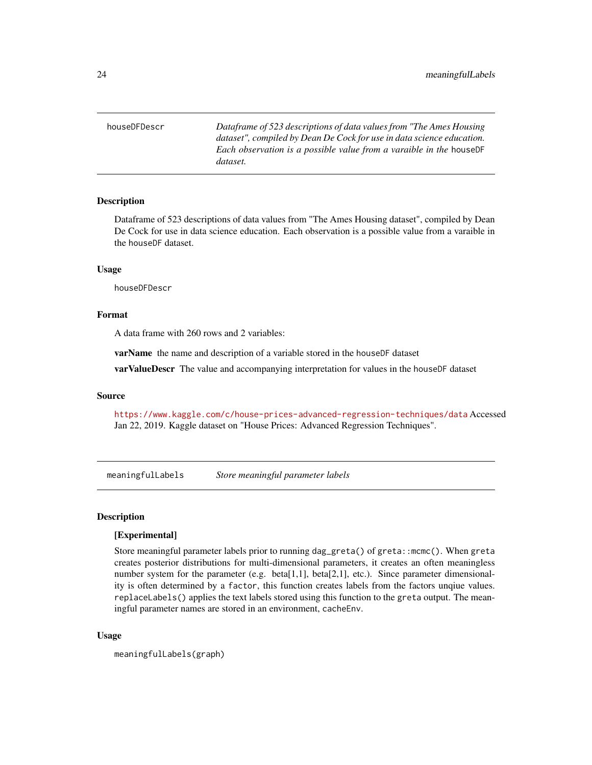| houseDFDescr | *Dataframe of 523 descriptions of data values from "The Ames Housing dataset", compiled by Dean De Cock for use in data science education. Each observation is a possible value from a varaible in the* houseDF *dataset.* |
|---|---|

### Description

Dataframe of 523 descriptions of data values from "The Ames Housing dataset", compiled by Dean De Cock for use in data science education. Each observation is a possible value from a varaible in the houseDF dataset.

### Usage

```
houseDFDescr
```

### Format

A data frame with 260 rows and 2 variables:

**varName** the name and description of a variable stored in the houseDF dataset

**varValueDescr** The value and accompanying interpretation for values in the houseDF dataset

### Source

https://www.kaggle.com/c/house-prices-advanced-regression-techniques/data Accessed Jan 22, 2019. Kaggle dataset on "House Prices: Advanced Regression Techniques".

| meaningfulLabels | *Store meaningful parameter labels* |
|---|---|

### Description

**[Experimental]**

Store meaningful parameter labels prior to running dag_greta() of greta::mcmc(). When greta creates posterior distributions for multi-dimensional parameters, it creates an often meaningless number system for the parameter (e.g. beta[1,1], beta[2,1], etc.). Since parameter dimensionality is often determined by a factor, this function creates labels from the factors unqiue values. replaceLabels() applies the text labels stored using this function to the greta output. The meaningful parameter names are stored in an environment, cacheEnv.

### Usage

```
meaningfulLabels(graph)
```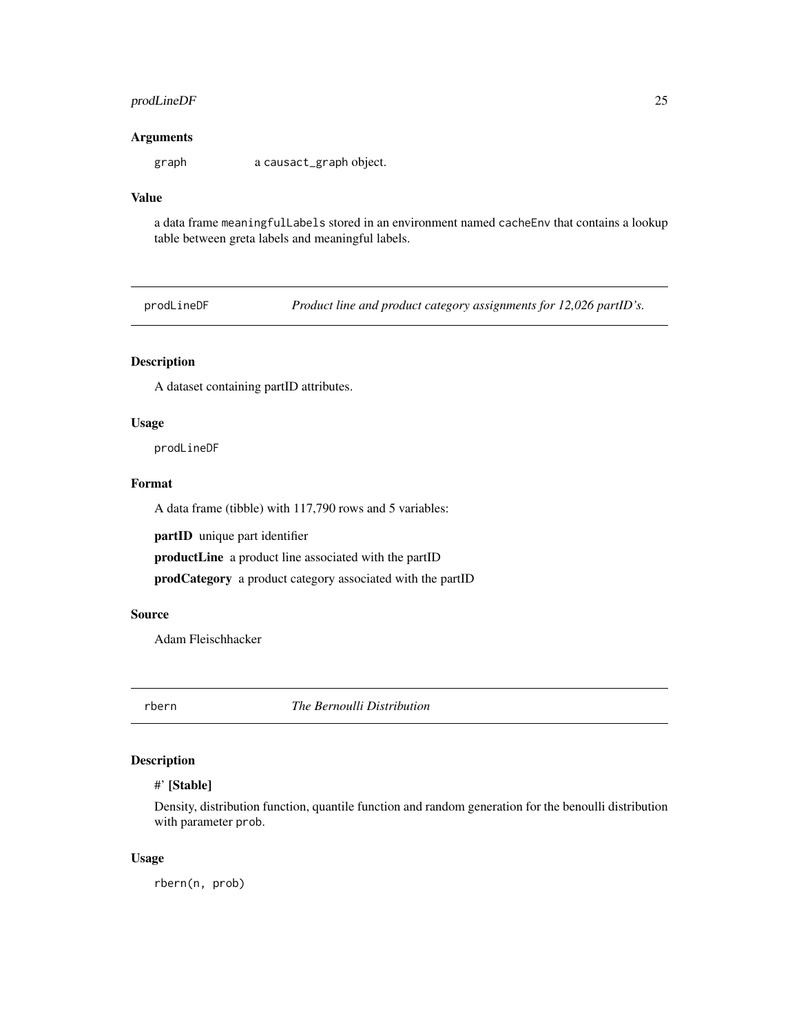### Arguments

| | |
|---|---|
| `graph` | a `causact_graph` object. |

### Value

a data frame `meaningfulLabels` stored in an environment named `cacheEnv` that contains a lookup table between greta labels and meaningful labels.

---

## prodLineDF — *Product line and product category assignments for 12,026 partID's.*

### Description

A dataset containing partID attributes.

### Usage

```
prodLineDF
```

### Format

A data frame (tibble) with 117,790 rows and 5 variables:

**partID** unique part identifier

**productLine** a product line associated with the partID

**prodCategory** a product category associated with the partID

### Source

Adam Fleischhacker

---

## rbern — *The Bernoulli Distribution*

### Description

#' **[Stable]**

Density, distribution function, quantile function and random generation for the benoulli distribution with parameter `prob`.

### Usage

```
rbern(n, prob)
```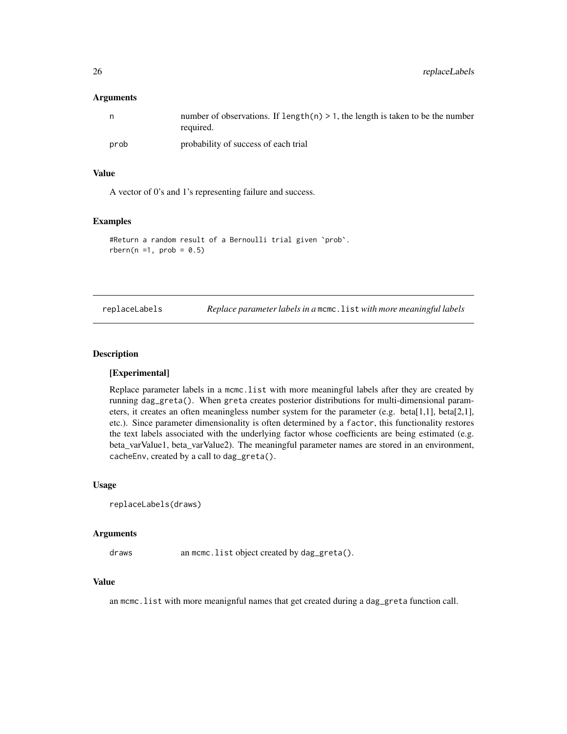### Arguments

| | |
|---|---|
| n | number of observations. If `length(n) > 1`, the length is taken to be the number required. |
| prob | probability of success of each trial |

### Value

A vector of 0's and 1's representing failure and success.

### Examples

```
#Return a random result of a Bernoulli trial given `prob`.
rbern(n =1, prob = 0.5)
```

---

## replaceLabels    *Replace parameter labels in a* `mcmc.list` *with more meaningful labels*

### Description

**[Experimental]**

Replace parameter labels in a `mcmc.list` with more meaningful labels after they are created by running `dag_greta()`. When `greta` creates posterior distributions for multi-dimensional parameters, it creates an often meaningless number system for the parameter (e.g. beta[1,1], beta[2,1], etc.). Since parameter dimensionality is often determined by a `factor`, this functionality restores the text labels associated with the underlying factor whose coefficients are being estimated (e.g. beta_varValue1, beta_varValue2). The meaningful parameter names are stored in an environment, `cacheEnv`, created by a call to `dag_greta()`.

### Usage

```
replaceLabels(draws)
```

### Arguments

| | |
|---|---|
| draws | an `mcmc.list` object created by `dag_greta()`. |

### Value

an `mcmc.list` with more meanigngful names that get created during a `dag_greta` function call.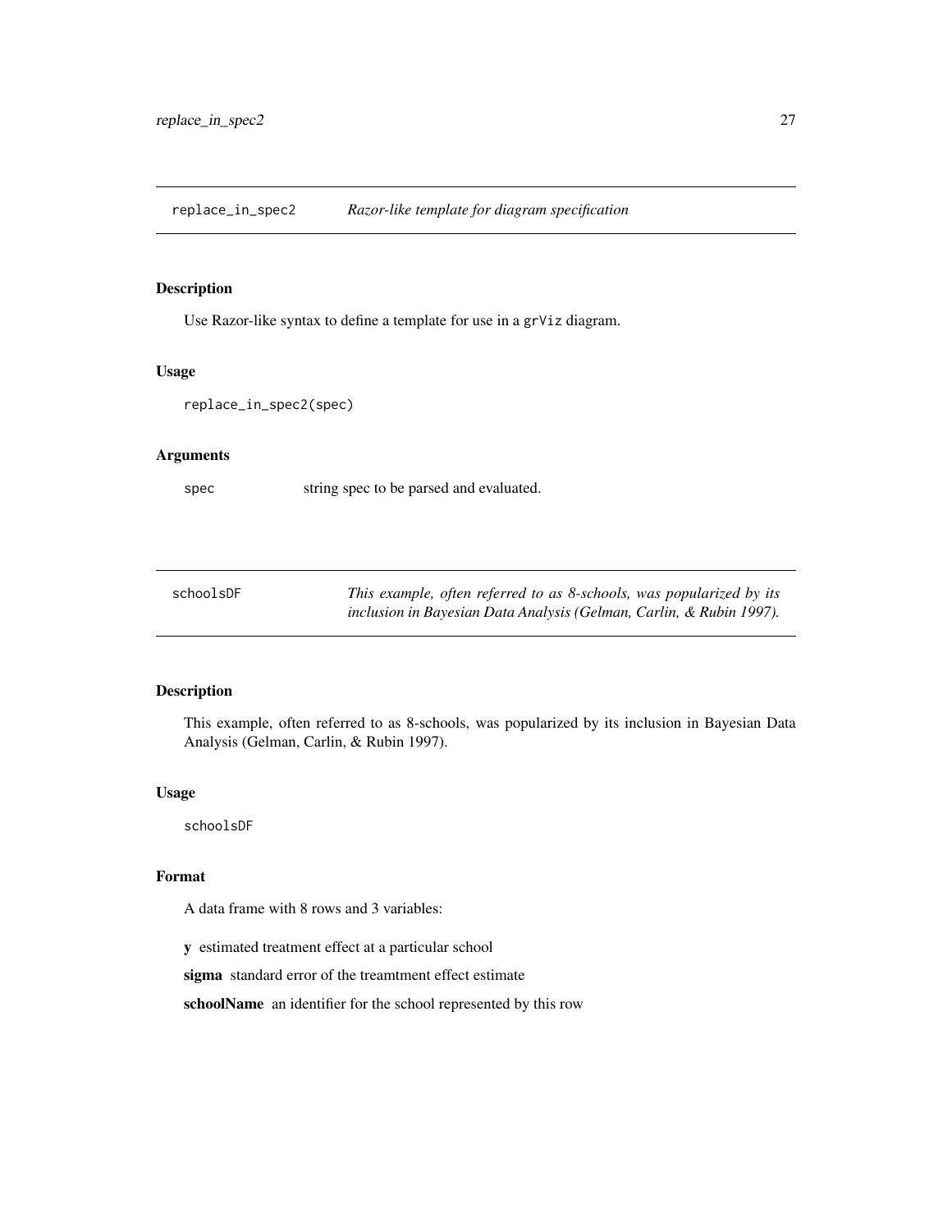## replace_in_spec2 — *Razor-like template for diagram specification*

### Description

Use Razor-like syntax to define a template for use in a `grViz` diagram.

### Usage

```
replace_in_spec2(spec)
```

### Arguments

| | |
|---|---|
| spec | string spec to be parsed and evaluated. |

## schoolsDF — *This example, often referred to as 8-schools, was popularized by its inclusion in Bayesian Data Analysis (Gelman, Carlin, & Rubin 1997).*

### Description

This example, often referred to as 8-schools, was popularized by its inclusion in Bayesian Data Analysis (Gelman, Carlin, & Rubin 1997).

### Usage

```
schoolsDF
```

### Format

A data frame with 8 rows and 3 variables:

**y** estimated treatment effect at a particular school

**sigma** standard error of the treamtment effect estimate

**schoolName** an identifier for the school represented by this row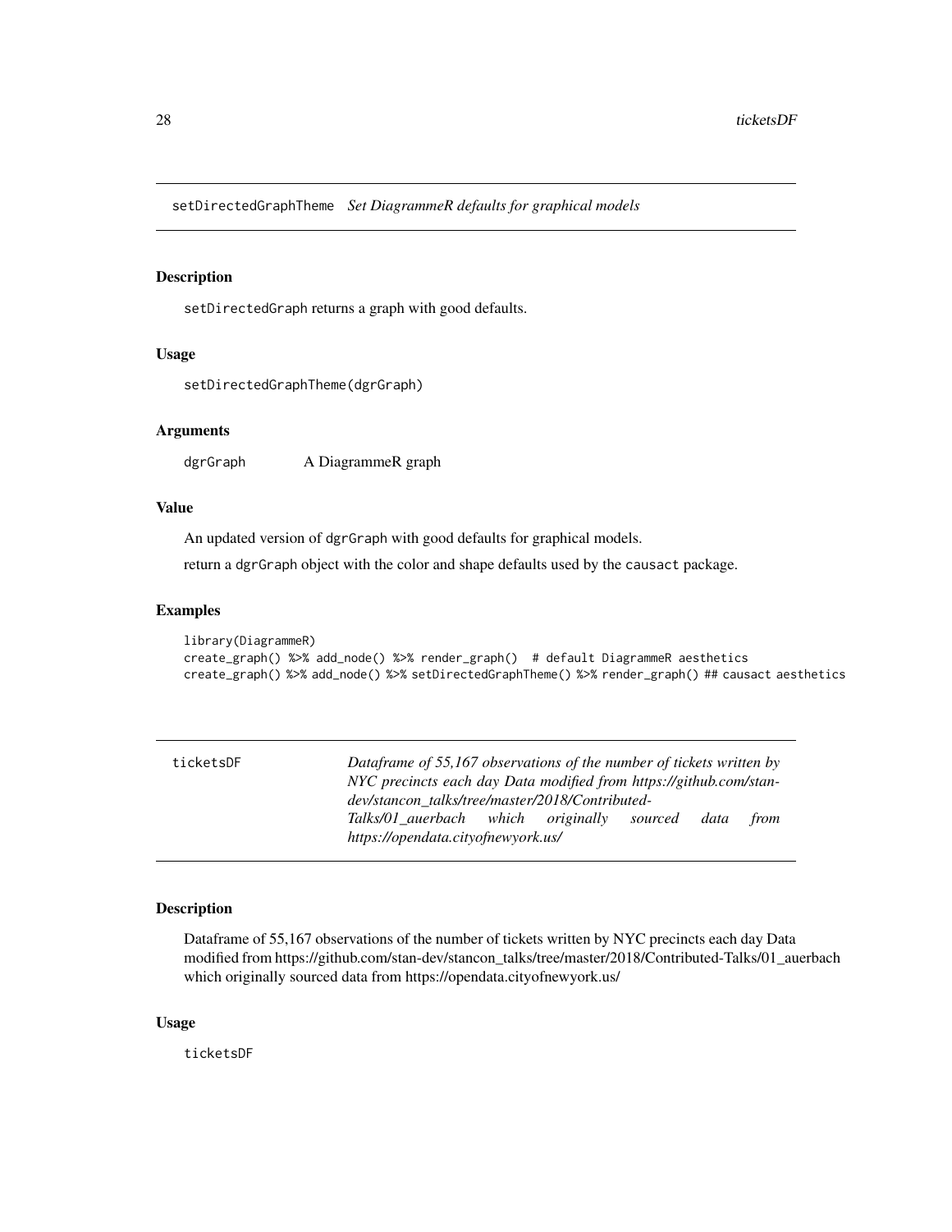## setDirectedGraphTheme *Set DiagrammeR defaults for graphical models*

### Description

setDirectedGraph returns a graph with good defaults.

### Usage

```
setDirectedGraphTheme(dgrGraph)
```

### Arguments

| | |
|---|---|
| dgrGraph | A DiagrammeR graph |

### Value

An updated version of dgrGraph with good defaults for graphical models.

return a dgrGraph object with the color and shape defaults used by the causact package.

### Examples

```
library(DiagrammeR)
create_graph() %>% add_node() %>% render_graph()  # default DiagrammeR aesthetics
create_graph() %>% add_node() %>% setDirectedGraphTheme() %>% render_graph() ## causact aesthetics
```

## ticketsDF *Dataframe of 55,167 observations of the number of tickets written by NYC precincts each day Data modified from https://github.com/stan-dev/stancon_talks/tree/master/2018/Contributed-Talks/01_auerbach which originally sourced data from https://opendata.cityofnewyork.us/*

### Description

Dataframe of 55,167 observations of the number of tickets written by NYC precincts each day Data modified from https://github.com/stan-dev/stancon_talks/tree/master/2018/Contributed-Talks/01_auerbach which originally sourced data from https://opendata.cityofnewyork.us/

### Usage

```
ticketsDF
```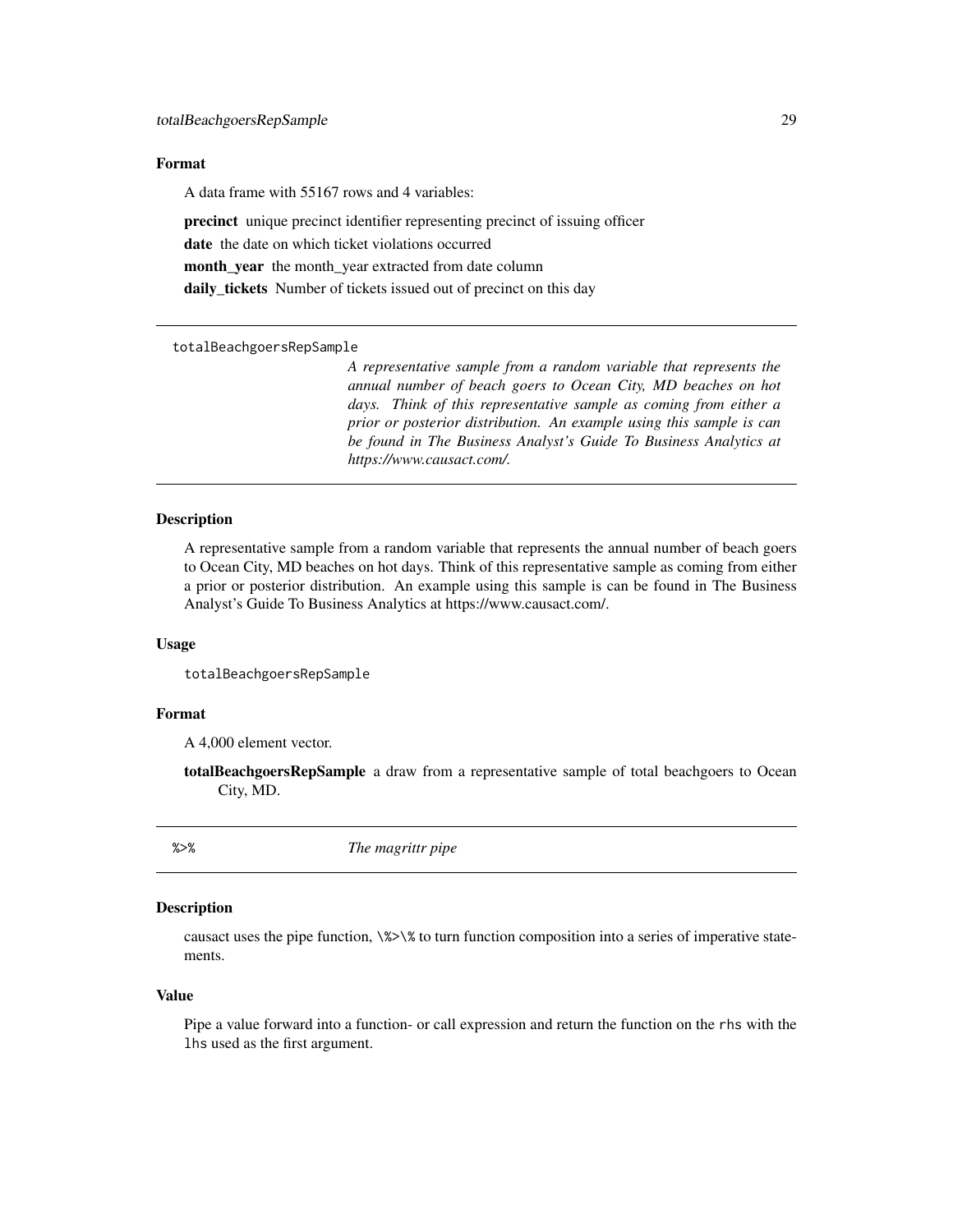### Format

A data frame with 55167 rows and 4 variables:

**precinct** unique precinct identifier representing precinct of issuing officer

**date** the date on which ticket violations occurred

**month_year** the month_year extracted from date column

**daily_tickets** Number of tickets issued out of precinct on this day

---

## totalBeachgoersRepSample

*A representative sample from a random variable that represents the annual number of beach goers to Ocean City, MD beaches on hot days. Think of this representative sample as coming from either a prior or posterior distribution. An example using this sample is can be found in The Business Analyst's Guide To Business Analytics at https://www.causact.com/.*

---

### Description

A representative sample from a random variable that represents the annual number of beach goers to Ocean City, MD beaches on hot days. Think of this representative sample as coming from either a prior or posterior distribution. An example using this sample is can be found in The Business Analyst's Guide To Business Analytics at https://www.causact.com/.

### Usage

```
totalBeachgoersRepSample
```

### Format

A 4,000 element vector.

**totalBeachgoersRepSample** a draw from a representative sample of total beachgoers to Ocean City, MD.

---

## %>% *The magrittr pipe*

---

### Description

causact uses the pipe function, `\%>\%` to turn function composition into a series of imperative statements.

### Value

Pipe a value forward into a function- or call expression and return the function on the `rhs` with the `lhs` used as the first argument.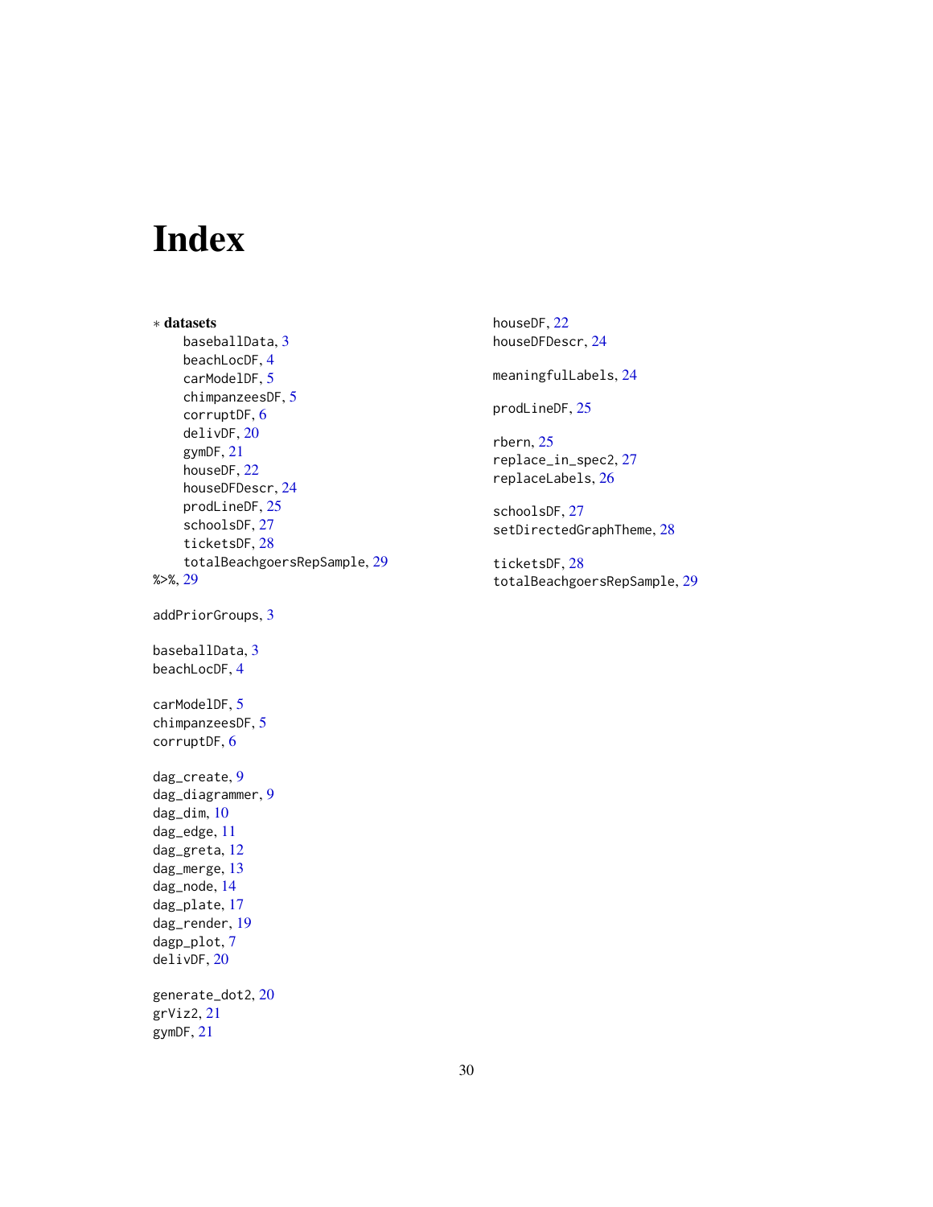# Index

∗ **datasets**

- baseballData, 3
- beachLocDF, 4
- carModelDF, 5
- chimpanzeesDF, 5
- corruptDF, 6
- delivDF, 20
- gymDF, 21
- houseDF, 22
- houseDFDescr, 24
- prodLineDF, 25
- schoolsDF, 27
- ticketsDF, 28
- totalBeachgoersRepSample, 29

%>%, 29

addPriorGroups, 3

baseballData, 3
beachLocDF, 4

carModelDF, 5
chimpanzeesDF, 5
corruptDF, 6

dag_create, 9
dag_diagrammer, 9
dag_dim, 10
dag_edge, 11
dag_greta, 12
dag_merge, 13
dag_node, 14
dag_plate, 17
dag_render, 19
dagp_plot, 7
delivDF, 20

generate_dot2, 20
grViz2, 21
gymDF, 21

houseDF, 22
houseDFDescr, 24

meaningfulLabels, 24

prodLineDF, 25

rbern, 25
replace_in_spec2, 27
replaceLabels, 26

schoolsDF, 27
setDirectedGraphTheme, 28

ticketsDF, 28
totalBeachgoersRepSample, 29